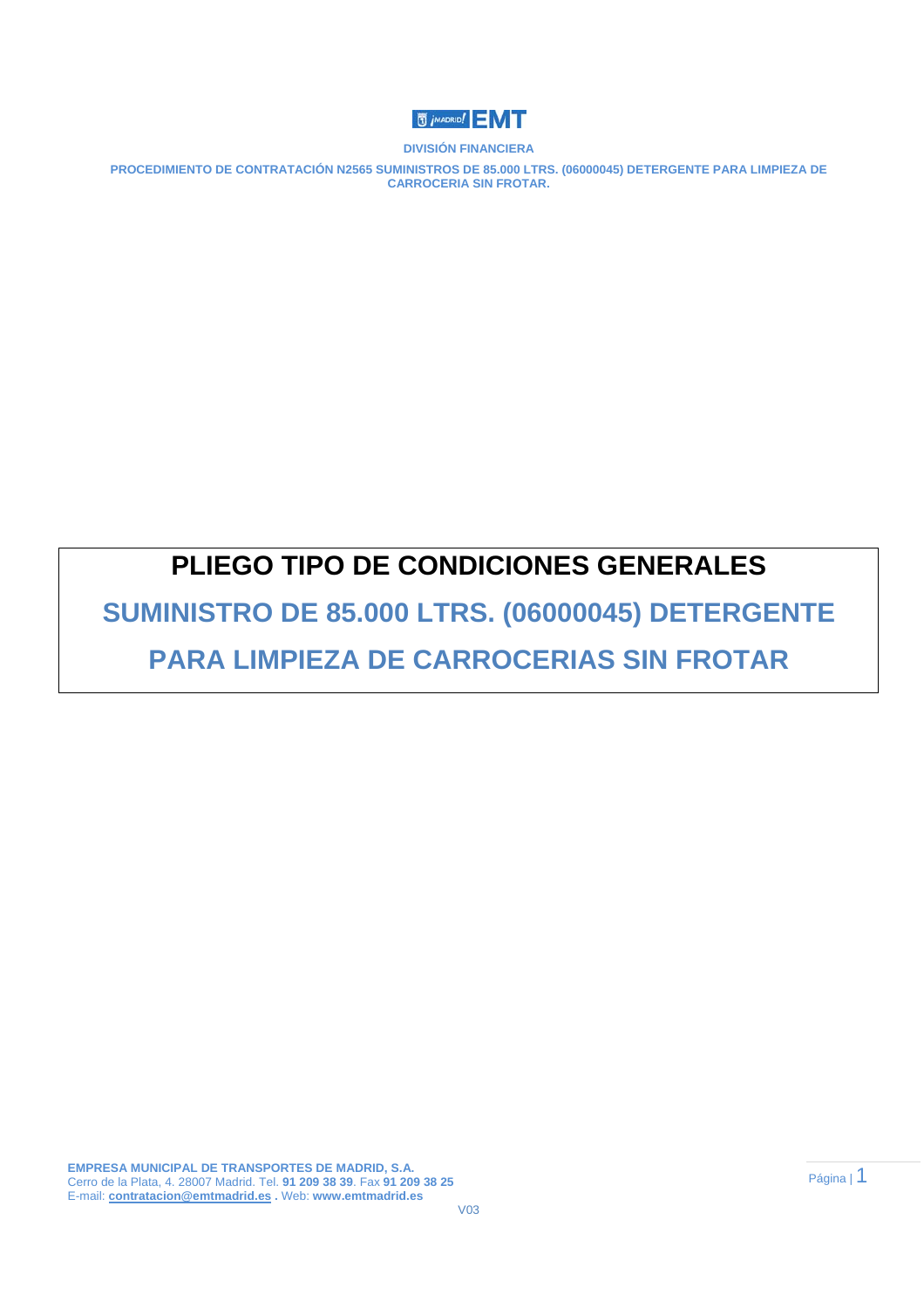DIVISIÓN FINANCIERA

PROCEDIMIENTO DE CONTRATACIÓN N2565 SUMINISTROS DE 85.000 LTRS. (06000045) DETERGENTE PARA LIMPIEZA DE CARROCERIA SIN FROTAR.

# PLIEGO TIPO DE CONDICIONES GENERALES

## SUMINISTRO DE 85.000 LTRS. (06000045) DETERGENTE PARA LIMPIEZA DE CARROCERIAS SIN FROTAR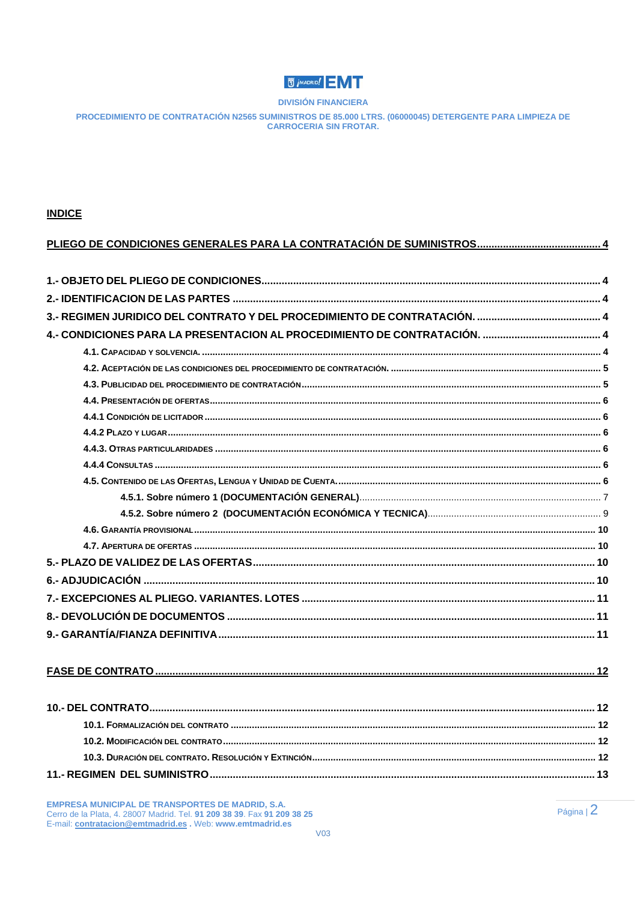DIVISIÓN FINANCIERA

PROCEDIMIENTO DE CONTRATACIÓN N2565 SUMINISTROS DE 85.000 LTRS. (06000045) DETERGENTE PARA LIMPIEZA DE CARROCERIA SIN FROTAR.

**INDICE**

PLIEGO DE CONDICIONES GENERALES PARA LA CONTRATACIÓN DE SUMINISTROS .......... 4

1.- OBJETO DEL PLIEGO DE CONDICIONES .......... 4

2.- IDENTIFICACION DE LAS PARTES .......... 4

3.- REGIMEN JURIDICO DEL CONTRATO Y DEL PROCEDIMIENTO DE CONTRATACIÓN. .......... 4

4.- CONDICIONES PARA LA PRESENTACION AL PROCEDIMIENTO DE CONTRATACIÓN. .......... 4

- 4.1. CAPACIDAD Y SOLVENCIA. .......... 4
- 4.2. ACEPTACIÓN DE LAS CONDICIONES DEL PROCEDIMIENTO DE CONTRATACIÓN. .......... 5
- 4.3. PUBLICIDAD DEL PROCEDIMIENTO DE CONTRATACIÓN .......... 5
- 4.4. PRESENTACIÓN DE OFERTAS .......... 6
- 4.4.1 CONDICIÓN DE LICITADOR .......... 6
- 4.4.2 PLAZO Y LUGAR .......... 6
- 4.4.3. OTRAS PARTICULARIDADES .......... 6
- 4.4.4 CONSULTAS .......... 6
- 4.5. CONTENIDO DE LAS OFERTAS, LENGUA Y UNIDAD DE CUENTA. .......... 6
  - 4.5.1. Sobre número 1 (DOCUMENTACIÓN GENERAL) .......... 7
  - 4.5.2. Sobre número 2 (DOCUMENTACIÓN ECONÓMICA Y TECNICA) .......... 9
- 4.6. GARANTÍA PROVISIONAL .......... 10
- 4.7. APERTURA DE OFERTAS .......... 10

5.- PLAZO DE VALIDEZ DE LAS OFERTAS .......... 10

6.- ADJUDICACIÓN .......... 10

7.- EXCEPCIONES AL PLIEGO. VARIANTES. LOTES .......... 11

8.- DEVOLUCIÓN DE DOCUMENTOS .......... 11

9.- GARANTÍA/FIANZA DEFINITIVA .......... 11

FASE DE CONTRATO .......... 12

10.- DEL CONTRATO .......... 12

- 10.1. FORMALIZACIÓN DEL CONTRATO .......... 12
- 10.2. MODIFICACIÓN DEL CONTRATO .......... 12
- 10.3. DURACIÓN DEL CONTRATO. RESOLUCIÓN Y EXTINCIÓN .......... 12

11.- REGIMEN DEL SUMINISTRO .......... 13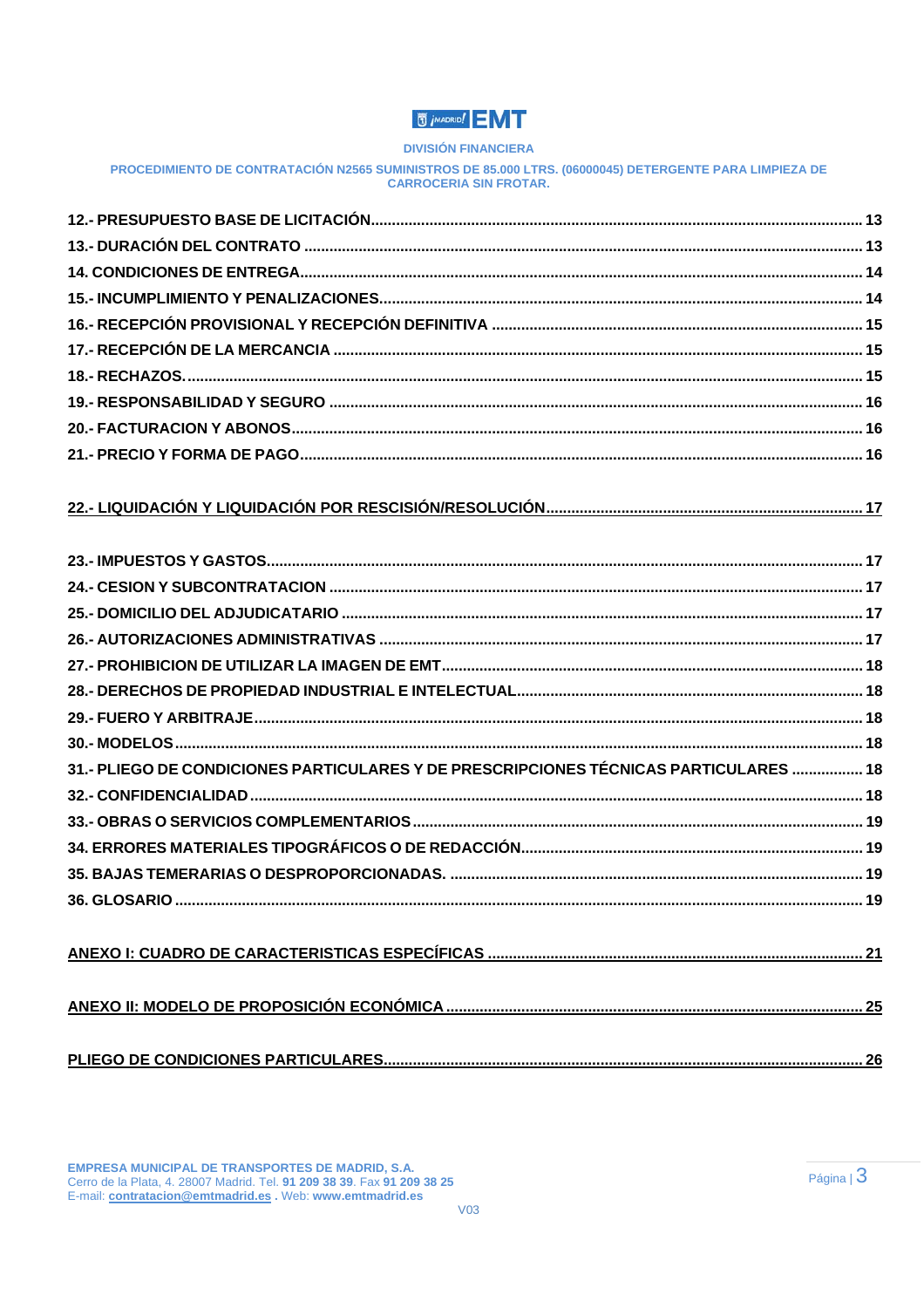12.- PRESUPUESTO BASE DE LICITACIÓN .......... 13
13.- DURACIÓN DEL CONTRATO .......... 13
14. CONDICIONES DE ENTREGA .......... 14
15.- INCUMPLIMIENTO Y PENALIZACIONES .......... 14
16.- RECEPCIÓN PROVISIONAL Y RECEPCIÓN DEFINITIVA .......... 15
17.- RECEPCIÓN DE LA MERCANCIA .......... 15
18.- RECHAZOS. .......... 15
19.- RESPONSABILIDAD Y SEGURO .......... 16
20.- FACTURACION Y ABONOS .......... 16
21.- PRECIO Y FORMA DE PAGO .......... 16

22.- LIQUIDACIÓN Y LIQUIDACIÓN POR RESCISIÓN/RESOLUCIÓN .......... 17

23.- IMPUESTOS Y GASTOS .......... 17
24.- CESION Y SUBCONTRATACION .......... 17
25.- DOMICILIO DEL ADJUDICATARIO .......... 17
26.- AUTORIZACIONES ADMINISTRATIVAS .......... 17
27.- PROHIBICION DE UTILIZAR LA IMAGEN DE EMT .......... 18
28.- DERECHOS DE PROPIEDAD INDUSTRIAL E INTELECTUAL .......... 18
29.- FUERO Y ARBITRAJE .......... 18
30.- MODELOS .......... 18
31.- PLIEGO DE CONDICIONES PARTICULARES Y DE PRESCRIPCIONES TÉCNICAS PARTICULARES .......... 18
32.- CONFIDENCIALIDAD .......... 18
33.- OBRAS O SERVICIOS COMPLEMENTARIOS .......... 19
34. ERRORES MATERIALES TIPOGRÁFICOS O DE REDACCIÓN .......... 19
35. BAJAS TEMERARIAS O DESPROPORCIONADAS. .......... 19
36. GLOSARIO .......... 19

ANEXO I: CUADRO DE CARACTERISTICAS ESPECÍFICAS .......... 21

ANEXO II: MODELO DE PROPOSICIÓN ECONÓMICA .......... 25

PLIEGO DE CONDICIONES PARTICULARES .......... 26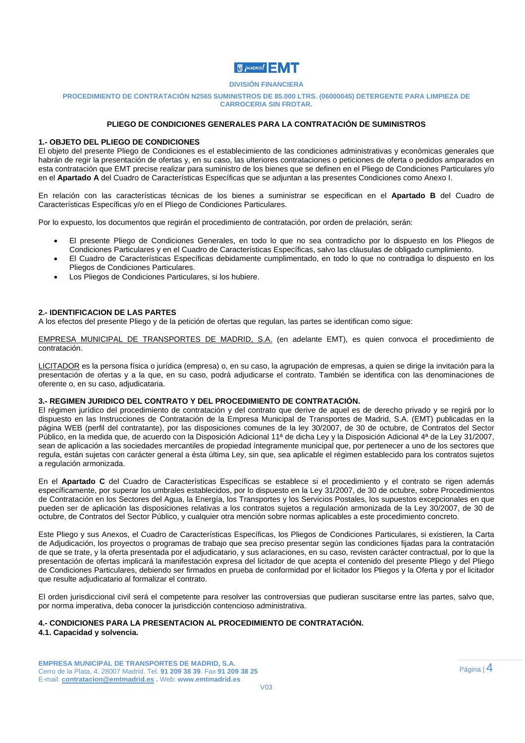DIVISIÓN FINANCIERA

PROCEDIMIENTO DE CONTRATACIÓN N2565 SUMINISTROS DE 85.000 LTRS. (06000045) DETERGENTE PARA LIMPIEZA DE CARROCERIA SIN FROTAR.

## PLIEGO DE CONDICIONES GENERALES PARA LA CONTRATACIÓN DE SUMINISTROS

### 1.- OBJETO DEL PLIEGO DE CONDICIONES

El objeto del presente Pliego de Condiciones es el establecimiento de las condiciones administrativas y económicas generales que habrán de regir la presentación de ofertas y, en su caso, las ulteriores contrataciones o peticiones de oferta o pedidos amparados en esta contratación que EMT precise realizar para suministro de los bienes que se definen en el Pliego de Condiciones Particulares y/o en el **Apartado A** del Cuadro de Características Específicas que se adjuntan a las presentes Condiciones como Anexo I.

En relación con las características técnicas de los bienes a suministrar se especifican en el **Apartado B** del Cuadro de Características Específicas y/o en el Pliego de Condiciones Particulares.

Por lo expuesto, los documentos que regirán el procedimiento de contratación, por orden de prelación, serán:

- El presente Pliego de Condiciones Generales, en todo lo que no sea contradicho por lo dispuesto en los Pliegos de Condiciones Particulares y en el Cuadro de Características Específicas, salvo las cláusulas de obligado cumplimiento.
- El Cuadro de Características Específicas debidamente cumplimentado, en todo lo que no contradiga lo dispuesto en los Pliegos de Condiciones Particulares.
- Los Pliegos de Condiciones Particulares, si los hubiere.

### 2.- IDENTIFICACION DE LAS PARTES

A los efectos del presente Pliego y de la petición de ofertas que regulan, las partes se identifican como sigue:

EMPRESA MUNICIPAL DE TRANSPORTES DE MADRID, S.A. (en adelante EMT), es quien convoca el procedimiento de contratación.

LICITADOR es la persona física o jurídica (empresa) o, en su caso, la agrupación de empresas, a quien se dirige la invitación para la presentación de ofertas y a la que, en su caso, podrá adjudicarse el contrato. También se identifica con las denominaciones de oferente o, en su caso, adjudicataria.

### 3.- REGIMEN JURIDICO DEL CONTRATO Y DEL PROCEDIMIENTO DE CONTRATACIÓN.

El régimen jurídico del procedimiento de contratación y del contrato que derive de aquel es de derecho privado y se regirá por lo dispuesto en las Instrucciones de Contratación de la Empresa Municipal de Transportes de Madrid, S.A. (EMT) publicadas en la página WEB (perfil del contratante), por las disposiciones comunes de la ley 30/2007, de 30 de octubre, de Contratos del Sector Público, en la medida que, de acuerdo con la Disposición Adicional 11ª de dicha Ley y la Disposición Adicional 4ª de la Ley 31/2007, sean de aplicación a las sociedades mercantiles de propiedad íntegramente municipal que, por pertenecer a uno de los sectores que regula, están sujetas con carácter general a ésta última Ley, sin que, sea aplicable el régimen establecido para los contratos sujetos a regulación armonizada.

En el **Apartado C** del Cuadro de Características Específicas se establece si el procedimiento y el contrato se rigen además específicamente, por superar los umbrales establecidos, por lo dispuesto en la Ley 31/2007, de 30 de octubre, sobre Procedimientos de Contratación en los Sectores del Agua, la Energía, los Transportes y los Servicios Postales, los supuestos excepcionales en que pueden ser de aplicación las disposiciones relativas a los contratos sujetos a regulación armonizada de la Ley 30/2007, de 30 de octubre, de Contratos del Sector Público, y cualquier otra mención sobre normas aplicables a este procedimiento concreto.

Este Pliego y sus Anexos, el Cuadro de Características Específicas, los Pliegos de Condiciones Particulares, si existieren, la Carta de Adjudicación, los proyectos o programas de trabajo que sea preciso presentar según las condiciones fijadas para la contratación de que se trate, y la oferta presentada por el adjudicatario, y sus aclaraciones, en su caso, revisten carácter contractual, por lo que la presentación de ofertas implicará la manifestación expresa del licitador de que acepta el contenido del presente Pliego y del Pliego de Condiciones Particulares, debiendo ser firmados en prueba de conformidad por el licitador los Pliegos y la Oferta y por el licitador que resulte adjudicatario al formalizar el contrato.

El orden jurisdiccional civil será el competente para resolver las controversias que pudieran suscitarse entre las partes, salvo que, por norma imperativa, deba conocer la jurisdicción contencioso administrativa.

### 4.- CONDICIONES PARA LA PRESENTACION AL PROCEDIMIENTO DE CONTRATACIÓN.

#### 4.1. Capacidad y solvencia.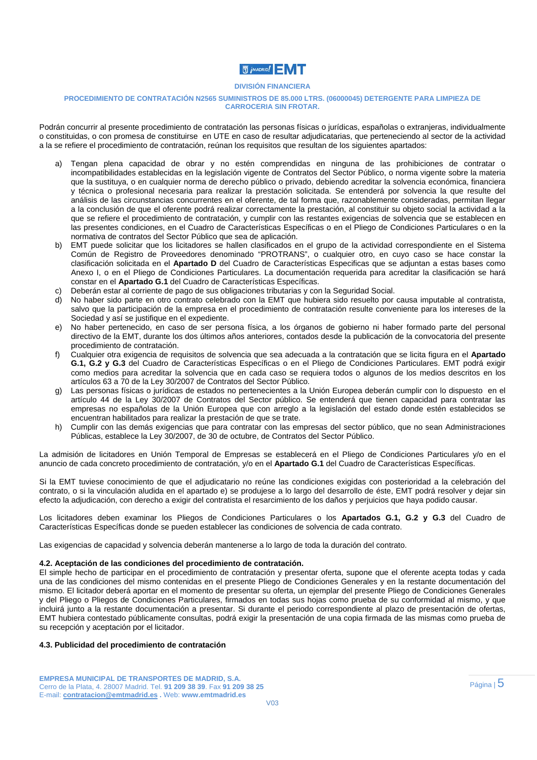Podrán concurrir al presente procedimiento de contratación las personas físicas o jurídicas, españolas o extranjeras, individualmente o constituidas, o con promesa de constituirse en UTE en caso de resultar adjudicatarias, que perteneciendo al sector de la actividad a la se refiere el procedimiento de contratación, reúnan los requisitos que resultan de los siguientes apartados:

a) Tengan plena capacidad de obrar y no estén comprendidas en ninguna de las prohibiciones de contratar o incompatibilidades establecidas en la legislación vigente de Contratos del Sector Público, o norma vigente sobre la materia que la sustituya, o en cualquier norma de derecho público o privado, debiendo acreditar la solvencia económica, financiera y técnica o profesional necesaria para realizar la prestación solicitada. Se entenderá por solvencia la que resulte del análisis de las circunstancias concurrentes en el oferente, de tal forma que, razonablemente consideradas, permitan llegar a la conclusión de que el oferente podrá realizar correctamente la prestación, al constituir su objeto social la actividad a la que se refiere el procedimiento de contratación, y cumplir con las restantes exigencias de solvencia que se establecen en las presentes condiciones, en el Cuadro de Características Específicas o en el Pliego de Condiciones Particulares o en la normativa de contratos del Sector Público que sea de aplicación.
b) EMT puede solicitar que los licitadores se hallen clasificados en el grupo de la actividad correspondiente en el Sistema Común de Registro de Proveedores denominado "PROTRANS", o cualquier otro, en cuyo caso se hace constar la clasificación solicitada en el **Apartado D** del Cuadro de Características Especificas que se adjuntan a estas bases como Anexo I, o en el Pliego de Condiciones Particulares. La documentación requerida para acreditar la clasificación se hará constar en el **Apartado G.1** del Cuadro de Características Específicas.
c) Deberán estar al corriente de pago de sus obligaciones tributarias y con la Seguridad Social.
d) No haber sido parte en otro contrato celebrado con la EMT que hubiera sido resuelto por causa imputable al contratista, salvo que la participación de la empresa en el procedimiento de contratación resulte conveniente para los intereses de la Sociedad y así se justifique en el expediente.
e) No haber pertenecido, en caso de ser persona física, a los órganos de gobierno ni haber formado parte del personal directivo de la EMT, durante los dos últimos años anteriores, contados desde la publicación de la convocatoria del presente procedimiento de contratación.
f) Cualquier otra exigencia de requisitos de solvencia que sea adecuada a la contratación que se licita figura en el **Apartado G.1, G.2 y G.3** del Cuadro de Características Específicas o en el Pliego de Condiciones Particulares. EMT podrá exigir como medios para acreditar la solvencia que en cada caso se requiera todos o algunos de los medios descritos en los artículos 63 a 70 de la Ley 30/2007 de Contratos del Sector Público.
g) Las personas físicas o jurídicas de estados no pertenecientes a la Unión Europea deberán cumplir con lo dispuesto en el artículo 44 de la Ley 30/2007 de Contratos del Sector público. Se entenderá que tienen capacidad para contratar las empresas no españolas de la Unión Europea que con arreglo a la legislación del estado donde estén establecidos se encuentran habilitados para realizar la prestación de que se trate.
h) Cumplir con las demás exigencias que para contratar con las empresas del sector público, que no sean Administraciones Públicas, establece la Ley 30/2007, de 30 de octubre, de Contratos del Sector Público.

La admisión de licitadores en Unión Temporal de Empresas se establecerá en el Pliego de Condiciones Particulares y/o en el anuncio de cada concreto procedimiento de contratación, y/o en el **Apartado G.1** del Cuadro de Características Específicas.

Si la EMT tuviese conocimiento de que el adjudicatario no reúne las condiciones exigidas con posterioridad a la celebración del contrato, o si la vinculación aludida en el apartado e) se produjese a lo largo del desarrollo de éste, EMT podrá resolver y dejar sin efecto la adjudicación, con derecho a exigir del contratista el resarcimiento de los daños y perjuicios que haya podido causar.

Los licitadores deben examinar los Pliegos de Condiciones Particulares o los **Apartados G.1, G.2 y G.3** del Cuadro de Características Específicas donde se pueden establecer las condiciones de solvencia de cada contrato.

Las exigencias de capacidad y solvencia deberán mantenerse a lo largo de toda la duración del contrato.

### 4.2. Aceptación de las condiciones del procedimiento de contratación.

El simple hecho de participar en el procedimiento de contratación y presentar oferta, supone que el oferente acepta todas y cada una de las condiciones del mismo contenidas en el presente Pliego de Condiciones Generales y en la restante documentación del mismo. El licitador deberá aportar en el momento de presentar su oferta, un ejemplar del presente Pliego de Condiciones Generales y del Pliego o Pliegos de Condiciones Particulares, firmados en todas sus hojas como prueba de su conformidad al mismo, y que incluirá junto a la restante documentación a presentar. Si durante el periodo correspondiente al plazo de presentación de ofertas, EMT hubiera contestado públicamente consultas, podrá exigir la presentación de una copia firmada de las mismas como prueba de su recepción y aceptación por el licitador.

### 4.3. Publicidad del procedimiento de contratación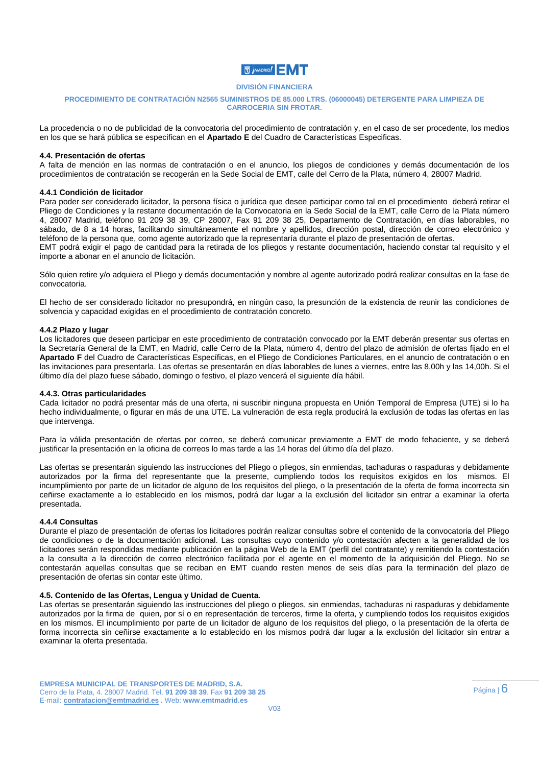La procedencia o no de publicidad de la convocatoria del procedimiento de contratación y, en el caso de ser procedente, los medios en los que se hará pública se especifican en el **Apartado E** del Cuadro de Características Especificas.

### 4.4. Presentación de ofertas

A falta de mención en las normas de contratación o en el anuncio, los pliegos de condiciones y demás documentación de los procedimientos de contratación se recogerán en la Sede Social de EMT, calle del Cerro de la Plata, número 4, 28007 Madrid.

#### 4.4.1 Condición de licitador

Para poder ser considerado licitador, la persona física o jurídica que desee participar como tal en el procedimiento deberá retirar el Pliego de Condiciones y la restante documentación de la Convocatoria en la Sede Social de la EMT, calle Cerro de la Plata número 4, 28007 Madrid, teléfono 91 209 38 39, CP 28007, Fax 91 209 38 25, Departamento de Contratación, en días laborables, no sábado, de 8 a 14 horas, facilitando simultáneamente el nombre y apellidos, dirección postal, dirección de correo electrónico y teléfono de la persona que, como agente autorizado que la representaría durante el plazo de presentación de ofertas.
EMT podrá exigir el pago de cantidad para la retirada de los pliegos y restante documentación, haciendo constar tal requisito y el importe a abonar en el anuncio de licitación.

Sólo quien retire y/o adquiera el Pliego y demás documentación y nombre al agente autorizado podrá realizar consultas en la fase de convocatoria.

El hecho de ser considerado licitador no presupondrá, en ningún caso, la presunción de la existencia de reunir las condiciones de solvencia y capacidad exigidas en el procedimiento de contratación concreto.

#### 4.4.2 Plazo y lugar

Los licitadores que deseen participar en este procedimiento de contratación convocado por la EMT deberán presentar sus ofertas en la Secretaría General de la EMT, en Madrid, calle Cerro de la Plata, número 4, dentro del plazo de admisión de ofertas fijado en el **Apartado F** del Cuadro de Características Específicas, en el Pliego de Condiciones Particulares, en el anuncio de contratación o en las invitaciones para presentarla. Las ofertas se presentarán en días laborables de lunes a viernes, entre las 8,00h y las 14,00h. Si el último día del plazo fuese sábado, domingo o festivo, el plazo vencerá el siguiente día hábil.

#### 4.4.3. Otras particularidades

Cada licitador no podrá presentar más de una oferta, ni suscribir ninguna propuesta en Unión Temporal de Empresa (UTE) si lo ha hecho individualmente, o figurar en más de una UTE. La vulneración de esta regla producirá la exclusión de todas las ofertas en las que intervenga.

Para la válida presentación de ofertas por correo, se deberá comunicar previamente a EMT de modo fehaciente, y se deberá justificar la presentación en la oficina de correos lo mas tarde a las 14 horas del último día del plazo.

Las ofertas se presentarán siguiendo las instrucciones del Pliego o pliegos, sin enmiendas, tachaduras o raspaduras y debidamente autorizados por la firma del representante que la presente, cumpliendo todos los requisitos exigidos en los mismos. El incumplimiento por parte de un licitador de alguno de los requisitos del pliego, o la presentación de la oferta de forma incorrecta sin ceñirse exactamente a lo establecido en los mismos, podrá dar lugar a la exclusión del licitador sin entrar a examinar la oferta presentada.

#### 4.4.4 Consultas

Durante el plazo de presentación de ofertas los licitadores podrán realizar consultas sobre el contenido de la convocatoria del Pliego de condiciones o de la documentación adicional. Las consultas cuyo contenido y/o contestación afecten a la generalidad de los licitadores serán respondidas mediante publicación en la página Web de la EMT (perfil del contratante) y remitiendo la contestación a la consulta a la dirección de correo electrónico facilitada por el agente en el momento de la adquisición del Pliego. No se contestarán aquellas consultas que se reciban en EMT cuando resten menos de seis días para la terminación del plazo de presentación de ofertas sin contar este último.

### 4.5. Contenido de las Ofertas, Lengua y Unidad de Cuenta.

Las ofertas se presentarán siguiendo las instrucciones del pliego o pliegos, sin enmiendas, tachaduras ni raspaduras y debidamente autorizados por la firma de quien, por sí o en representación de terceros, firme la oferta, y cumpliendo todos los requisitos exigidos en los mismos. El incumplimiento por parte de un licitador de alguno de los requisitos del pliego, o la presentación de la oferta de forma incorrecta sin ceñirse exactamente a lo establecido en los mismos podrá dar lugar a la exclusión del licitador sin entrar a examinar la oferta presentada.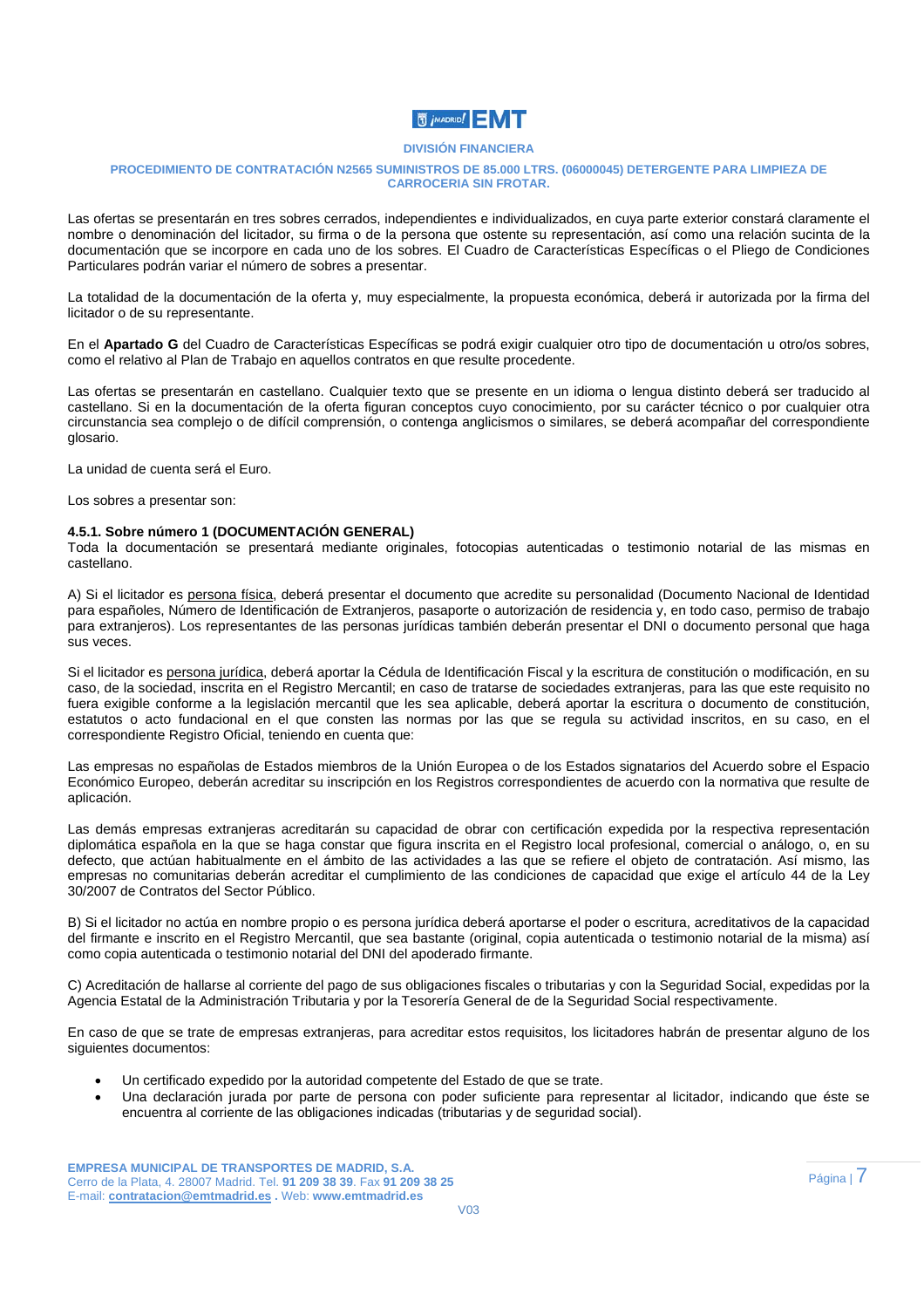Las ofertas se presentarán en tres sobres cerrados, independientes e individualizados, en cuya parte exterior constará claramente el nombre o denominación del licitador, su firma o de la persona que ostente su representación, así como una relación sucinta de la documentación que se incorpore en cada uno de los sobres. El Cuadro de Características Específicas o el Pliego de Condiciones Particulares podrán variar el número de sobres a presentar.

La totalidad de la documentación de la oferta y, muy especialmente, la propuesta económica, deberá ir autorizada por la firma del licitador o de su representante.

En el **Apartado G** del Cuadro de Características Específicas se podrá exigir cualquier otro tipo de documentación u otro/os sobres, como el relativo al Plan de Trabajo en aquellos contratos en que resulte procedente.

Las ofertas se presentarán en castellano. Cualquier texto que se presente en un idioma o lengua distinto deberá ser traducido al castellano. Si en la documentación de la oferta figuran conceptos cuyo conocimiento, por su carácter técnico o por cualquier otra circunstancia sea complejo o de difícil comprensión, o contenga anglicismos o similares, se deberá acompañar del correspondiente glosario.

La unidad de cuenta será el Euro.

Los sobres a presentar son:

#### 4.5.1. Sobre número 1 (DOCUMENTACIÓN GENERAL)

Toda la documentación se presentará mediante originales, fotocopias autenticadas o testimonio notarial de las mismas en castellano.

A) Si el licitador es persona física, deberá presentar el documento que acredite su personalidad (Documento Nacional de Identidad para españoles, Número de Identificación de Extranjeros, pasaporte o autorización de residencia y, en todo caso, permiso de trabajo para extranjeros). Los representantes de las personas jurídicas también deberán presentar el DNI o documento personal que haga sus veces.

Si el licitador es persona jurídica, deberá aportar la Cédula de Identificación Fiscal y la escritura de constitución o modificación, en su caso, de la sociedad, inscrita en el Registro Mercantil; en caso de tratarse de sociedades extranjeras, para las que este requisito no fuera exigible conforme a la legislación mercantil que les sea aplicable, deberá aportar la escritura o documento de constitución, estatutos o acto fundacional en el que consten las normas por las que se regula su actividad inscritos, en su caso, en el correspondiente Registro Oficial, teniendo en cuenta que:

Las empresas no españolas de Estados miembros de la Unión Europea o de los Estados signatarios del Acuerdo sobre el Espacio Económico Europeo, deberán acreditar su inscripción en los Registros correspondientes de acuerdo con la normativa que resulte de aplicación.

Las demás empresas extranjeras acreditarán su capacidad de obrar con certificación expedida por la respectiva representación diplomática española en la que se haga constar que figura inscrita en el Registro local profesional, comercial o análogo, o, en su defecto, que actúan habitualmente en el ámbito de las actividades a las que se refiere el objeto de contratación. Así mismo, las empresas no comunitarias deberán acreditar el cumplimiento de las condiciones de capacidad que exige el artículo 44 de la Ley 30/2007 de Contratos del Sector Público.

B) Si el licitador no actúa en nombre propio o es persona jurídica deberá aportarse el poder o escritura, acreditativos de la capacidad del firmante e inscrito en el Registro Mercantil, que sea bastante (original, copia autenticada o testimonio notarial de la misma) así como copia autenticada o testimonio notarial del DNI del apoderado firmante.

C) Acreditación de hallarse al corriente del pago de sus obligaciones fiscales o tributarias y con la Seguridad Social, expedidas por la Agencia Estatal de la Administración Tributaria y por la Tesorería General de de la Seguridad Social respectivamente.

En caso de que se trate de empresas extranjeras, para acreditar estos requisitos, los licitadores habrán de presentar alguno de los siguientes documentos:

- Un certificado expedido por la autoridad competente del Estado de que se trate.
- Una declaración jurada por parte de persona con poder suficiente para representar al licitador, indicando que éste se encuentra al corriente de las obligaciones indicadas (tributarias y de seguridad social).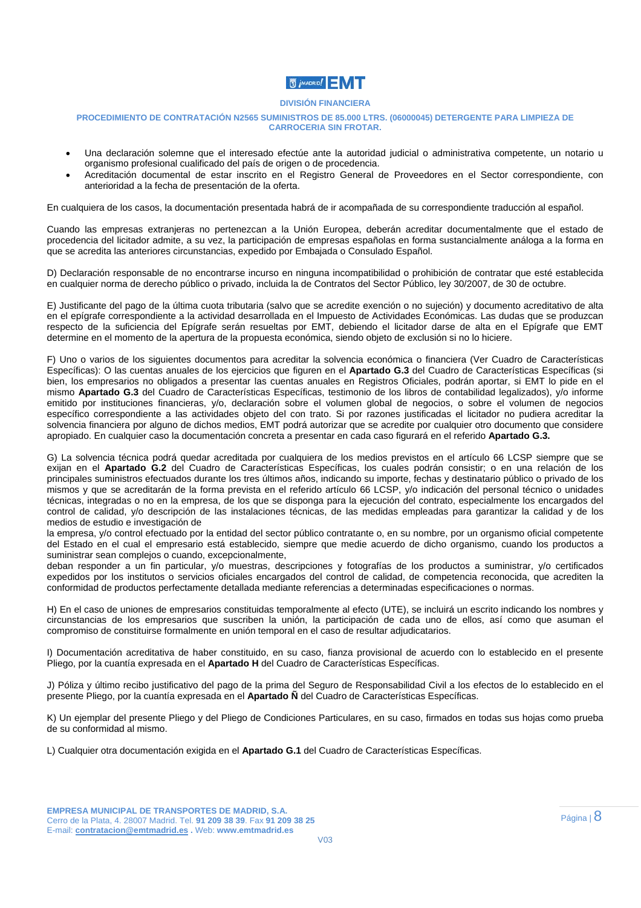- Una declaración solemne que el interesado efectúe ante la autoridad judicial o administrativa competente, un notario u organismo profesional cualificado del país de origen o de procedencia.
- Acreditación documental de estar inscrito en el Registro General de Proveedores en el Sector correspondiente, con anterioridad a la fecha de presentación de la oferta.

En cualquiera de los casos, la documentación presentada habrá de ir acompañada de su correspondiente traducción al español.

Cuando las empresas extranjeras no pertenezcan a la Unión Europea, deberán acreditar documentalmente que el estado de procedencia del licitador admite, a su vez, la participación de empresas españolas en forma sustancialmente análoga a la forma en que se acredita las anteriores circunstancias, expedido por Embajada o Consulado Español.

D) Declaración responsable de no encontrarse incurso en ninguna incompatibilidad o prohibición de contratar que esté establecida en cualquier norma de derecho público o privado, incluida la de Contratos del Sector Público, ley 30/2007, de 30 de octubre.

E) Justificante del pago de la última cuota tributaria (salvo que se acredite exención o no sujeción) y documento acreditativo de alta en el epígrafe correspondiente a la actividad desarrollada en el Impuesto de Actividades Económicas. Las dudas que se produzcan respecto de la suficiencia del Epígrafe serán resueltas por EMT, debiendo el licitador darse de alta en el Epígrafe que EMT determine en el momento de la apertura de la propuesta económica, siendo objeto de exclusión si no lo hiciere.

F) Uno o varios de los siguientes documentos para acreditar la solvencia económica o financiera (Ver Cuadro de Características Específicas): O las cuentas anuales de los ejercicios que figuren en el **Apartado G.3** del Cuadro de Características Específicas (si bien, los empresarios no obligados a presentar las cuentas anuales en Registros Oficiales, podrán aportar, si EMT lo pide en el mismo **Apartado G.3** del Cuadro de Características Específicas, testimonio de los libros de contabilidad legalizados), y/o informe emitido por instituciones financieras, y/o, declaración sobre el volumen global de negocios, o sobre el volumen de negocios específico correspondiente a las actividades objeto del con trato. Si por razones justificadas el licitador no pudiera acreditar la solvencia financiera por alguno de dichos medios, EMT podrá autorizar que se acredite por cualquier otro documento que considere apropiado. En cualquier caso la documentación concreta a presentar en cada caso figurará en el referido **Apartado G.3.**

G) La solvencia técnica podrá quedar acreditada por cualquiera de los medios previstos en el artículo 66 LCSP siempre que se exijan en el **Apartado G.2** del Cuadro de Características Específicas, los cuales podrán consistir; o en una relación de los principales suministros efectuados durante los tres últimos años, indicando su importe, fechas y destinatario público o privado de los mismos y que se acreditarán de la forma prevista en el referido artículo 66 LCSP, y/o indicación del personal técnico o unidades técnicas, integradas o no en la empresa, de los que se disponga para la ejecución del contrato, especialmente los encargados del control de calidad, y/o descripción de las instalaciones técnicas, de las medidas empleadas para garantizar la calidad y de los medios de estudio e investigación de
la empresa, y/o control efectuado por la entidad del sector público contratante o, en su nombre, por un organismo oficial competente del Estado en el cual el empresario está establecido, siempre que medie acuerdo de dicho organismo, cuando los productos a suministrar sean complejos o cuando, excepcionalmente,
deban responder a un fin particular, y/o muestras, descripciones y fotografías de los productos a suministrar, y/o certificados expedidos por los institutos o servicios oficiales encargados del control de calidad, de competencia reconocida, que acrediten la conformidad de productos perfectamente detallada mediante referencias a determinadas especificaciones o normas.

H) En el caso de uniones de empresarios constituidas temporalmente al efecto (UTE), se incluirá un escrito indicando los nombres y circunstancias de los empresarios que suscriben la unión, la participación de cada uno de ellos, así como que asuman el compromiso de constituirse formalmente en unión temporal en el caso de resultar adjudicatarios.

I) Documentación acreditativa de haber constituido, en su caso, fianza provisional de acuerdo con lo establecido en el presente Pliego, por la cuantía expresada en el **Apartado H** del Cuadro de Características Específicas.

J) Póliza y último recibo justificativo del pago de la prima del Seguro de Responsabilidad Civil a los efectos de lo establecido en el presente Pliego, por la cuantía expresada en el **Apartado Ñ** del Cuadro de Características Específicas.

K) Un ejemplar del presente Pliego y del Pliego de Condiciones Particulares, en su caso, firmados en todas sus hojas como prueba de su conformidad al mismo.

L) Cualquier otra documentación exigida en el **Apartado G.1** del Cuadro de Características Específicas.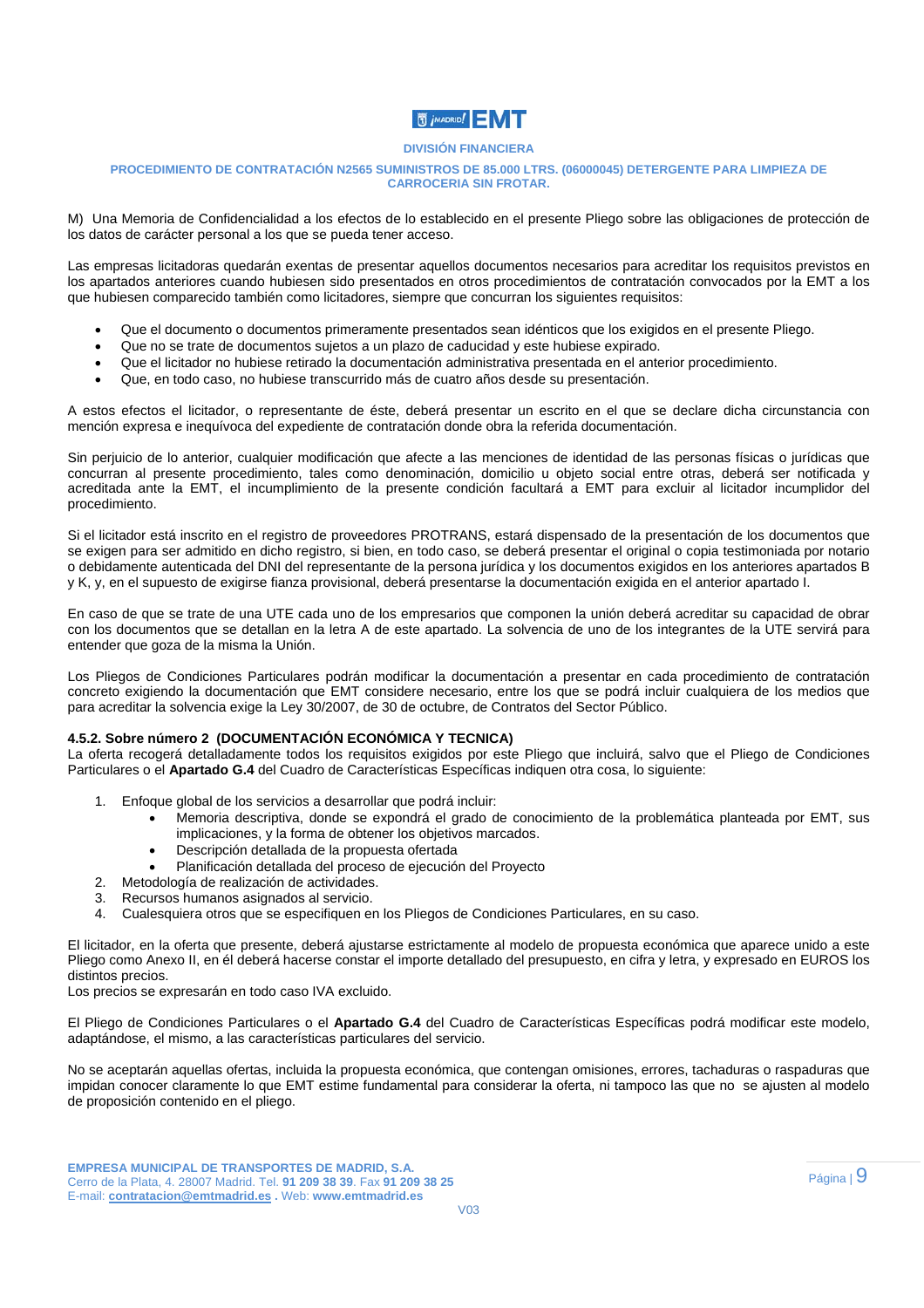M) Una Memoria de Confidencialidad a los efectos de lo establecido en el presente Pliego sobre las obligaciones de protección de los datos de carácter personal a los que se pueda tener acceso.

Las empresas licitadoras quedarán exentas de presentar aquellos documentos necesarios para acreditar los requisitos previstos en los apartados anteriores cuando hubiesen sido presentados en otros procedimientos de contratación convocados por la EMT a los que hubiesen comparecido también como licitadores, siempre que concurran los siguientes requisitos:

- Que el documento o documentos primeramente presentados sean idénticos que los exigidos en el presente Pliego.
- Que no se trate de documentos sujetos a un plazo de caducidad y este hubiese expirado.
- Que el licitador no hubiese retirado la documentación administrativa presentada en el anterior procedimiento.
- Que, en todo caso, no hubiese transcurrido más de cuatro años desde su presentación.

A estos efectos el licitador, o representante de éste, deberá presentar un escrito en el que se declare dicha circunstancia con mención expresa e inequívoca del expediente de contratación donde obra la referida documentación.

Sin perjuicio de lo anterior, cualquier modificación que afecte a las menciones de identidad de las personas físicas o jurídicas que concurran al presente procedimiento, tales como denominación, domicilio u objeto social entre otras, deberá ser notificada y acreditada ante la EMT, el incumplimiento de la presente condición facultará a EMT para excluir al licitador incumplidor del procedimiento.

Si el licitador está inscrito en el registro de proveedores PROTRANS, estará dispensado de la presentación de los documentos que se exigen para ser admitido en dicho registro, si bien, en todo caso, se deberá presentar el original o copia testimoniada por notario o debidamente autenticada del DNI del representante de la persona jurídica y los documentos exigidos en los anteriores apartados B y K, y, en el supuesto de exigirse fianza provisional, deberá presentarse la documentación exigida en el anterior apartado I.

En caso de que se trate de una UTE cada uno de los empresarios que componen la unión deberá acreditar su capacidad de obrar con los documentos que se detallan en la letra A de este apartado. La solvencia de uno de los integrantes de la UTE servirá para entender que goza de la misma la Unión.

Los Pliegos de Condiciones Particulares podrán modificar la documentación a presentar en cada procedimiento de contratación concreto exigiendo la documentación que EMT considere necesario, entre los que se podrá incluir cualquiera de los medios que para acreditar la solvencia exige la Ley 30/2007, de 30 de octubre, de Contratos del Sector Público.

#### 4.5.2. Sobre número 2 (DOCUMENTACIÓN ECONÓMICA Y TECNICA)

La oferta recogerá detalladamente todos los requisitos exigidos por este Pliego que incluirá, salvo que el Pliego de Condiciones Particulares o el **Apartado G.4** del Cuadro de Características Específicas indiquen otra cosa, lo siguiente:

1. Enfoque global de los servicios a desarrollar que podrá incluir:
   - Memoria descriptiva, donde se expondrá el grado de conocimiento de la problemática planteada por EMT, sus implicaciones, y la forma de obtener los objetivos marcados.
   - Descripción detallada de la propuesta ofertada
   - Planificación detallada del proceso de ejecución del Proyecto
2. Metodología de realización de actividades.
3. Recursos humanos asignados al servicio.
4. Cualesquiera otros que se especifiquen en los Pliegos de Condiciones Particulares, en su caso.

El licitador, en la oferta que presente, deberá ajustarse estrictamente al modelo de propuesta económica que aparece unido a este Pliego como Anexo II, en él deberá hacerse constar el importe detallado del presupuesto, en cifra y letra, y expresado en EUROS los distintos precios.
Los precios se expresarán en todo caso IVA excluido.

El Pliego de Condiciones Particulares o el **Apartado G.4** del Cuadro de Características Específicas podrá modificar este modelo, adaptándose, el mismo, a las características particulares del servicio.

No se aceptarán aquellas ofertas, incluida la propuesta económica, que contengan omisiones, errores, tachaduras o raspaduras que impidan conocer claramente lo que EMT estime fundamental para considerar la oferta, ni tampoco las que no se ajusten al modelo de proposición contenido en el pliego.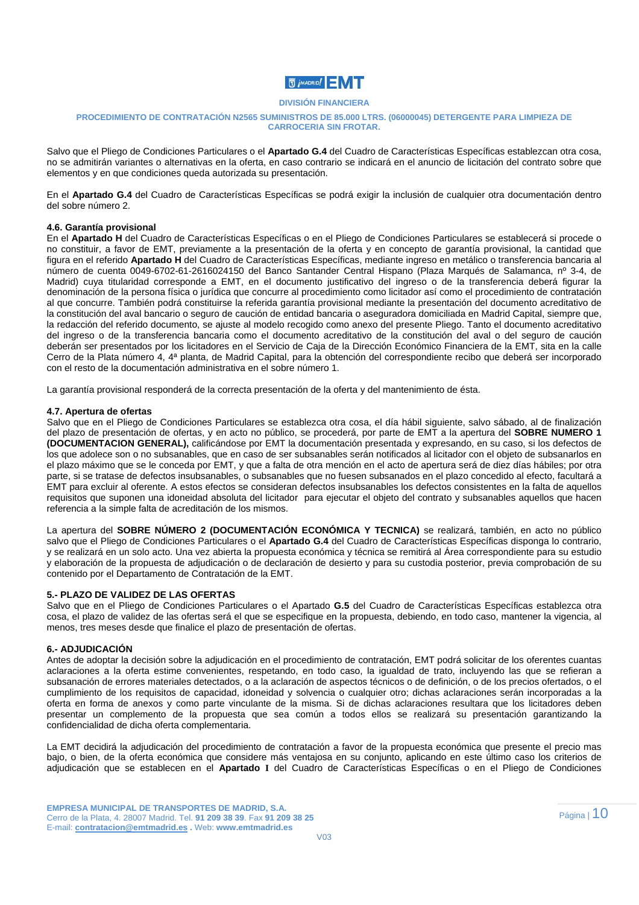Salvo que el Pliego de Condiciones Particulares o el **Apartado G.4** del Cuadro de Características Específicas establezcan otra cosa, no se admitirán variantes o alternativas en la oferta, en caso contrario se indicará en el anuncio de licitación del contrato sobre que elementos y en que condiciones queda autorizada su presentación.

En el **Apartado G.4** del Cuadro de Características Específicas se podrá exigir la inclusión de cualquier otra documentación dentro del sobre número 2.

### 4.6. Garantía provisional

En el **Apartado H** del Cuadro de Características Específicas o en el Pliego de Condiciones Particulares se establecerá si procede o no constituir, a favor de EMT, previamente a la presentación de la oferta y en concepto de garantía provisional, la cantidad que figura en el referido **Apartado H** del Cuadro de Características Específicas, mediante ingreso en metálico o transferencia bancaria al número de cuenta 0049-6702-61-2616024150 del Banco Santander Central Hispano (Plaza Marqués de Salamanca, nº 3-4, de Madrid) cuya titularidad corresponde a EMT, en el documento justificativo del ingreso o de la transferencia deberá figurar la denominación de la persona física o jurídica que concurre al procedimiento como licitador así como el procedimiento de contratación al que concurre. También podrá constituirse la referida garantía provisional mediante la presentación del documento acreditativo de la constitución del aval bancario o seguro de caución de entidad bancaria o aseguradora domiciliada en Madrid Capital, siempre que, la redacción del referido documento, se ajuste al modelo recogido como anexo del presente Pliego. Tanto el documento acreditativo del ingreso o de la transferencia bancaria como el documento acreditativo de la constitución del aval o del seguro de caución deberán ser presentados por los licitadores en el Servicio de Caja de la Dirección Económico Financiera de la EMT, sita en la calle Cerro de la Plata número 4, 4ª planta, de Madrid Capital, para la obtención del correspondiente recibo que deberá ser incorporado con el resto de la documentación administrativa en el sobre número 1.

La garantía provisional responderá de la correcta presentación de la oferta y del mantenimiento de ésta.

### 4.7. Apertura de ofertas

Salvo que en el Pliego de Condiciones Particulares se establezca otra cosa, el día hábil siguiente, salvo sábado, al de finalización del plazo de presentación de ofertas, y en acto no público, se procederá, por parte de EMT a la apertura del **SOBRE NUMERO 1 (DOCUMENTACION GENERAL),** calificándose por EMT la documentación presentada y expresando, en su caso, si los defectos de los que adolece son o no subsanables, que en caso de ser subsanables serán notificados al licitador con el objeto de subsanarlos en el plazo máximo que se le conceda por EMT, y que a falta de otra mención en el acto de apertura será de diez días hábiles; por otra parte, si se tratase de defectos insubsanables, o subsanables que no fuesen subsanados en el plazo concedido al efecto, facultará a EMT para excluir al oferente. A estos efectos se consideran defectos insubsanables los defectos consistentes en la falta de aquellos requisitos que suponen una idoneidad absoluta del licitador para ejecutar el objeto del contrato y subsanables aquellos que hacen referencia a la simple falta de acreditación de los mismos.

La apertura del **SOBRE NÚMERO 2 (DOCUMENTACIÓN ECONÓMICA Y TECNICA)** se realizará, también, en acto no público salvo que el Pliego de Condiciones Particulares o el **Apartado G.4** del Cuadro de Características Específicas disponga lo contrario, y se realizará en un solo acto. Una vez abierta la propuesta económica y técnica se remitirá al Área correspondiente para su estudio y elaboración de la propuesta de adjudicación o de declaración de desierto y para su custodia posterior, previa comprobación de su contenido por el Departamento de Contratación de la EMT.

## 5.- PLAZO DE VALIDEZ DE LAS OFERTAS

Salvo que en el Pliego de Condiciones Particulares o el Apartado **G.5** del Cuadro de Características Específicas establezca otra cosa, el plazo de validez de las ofertas será el que se especifique en la propuesta, debiendo, en todo caso, mantener la vigencia, al menos, tres meses desde que finalice el plazo de presentación de ofertas.

## 6.- ADJUDICACIÓN

Antes de adoptar la decisión sobre la adjudicación en el procedimiento de contratación, EMT podrá solicitar de los oferentes cuantas aclaraciones a la oferta estime convenientes, respetando, en todo caso, la igualdad de trato, incluyendo las que se refieran a subsanación de errores materiales detectados, o a la aclaración de aspectos técnicos o de definición, o de los precios ofertados, o el cumplimiento de los requisitos de capacidad, idoneidad y solvencia o cualquier otro; dichas aclaraciones serán incorporadas a la oferta en forma de anexos y como parte vinculante de la misma. Si de dichas aclaraciones resultara que los licitadores deben presentar un complemento de la propuesta que sea común a todos ellos se realizará su presentación garantizando la confidencialidad de dicha oferta complementaria.

La EMT decidirá la adjudicación del procedimiento de contratación a favor de la propuesta económica que presente el precio mas bajo, o bien, de la oferta económica que considere más ventajosa en su conjunto, aplicando en este último caso los criterios de adjudicación que se establecen en el **Apartado I** del Cuadro de Características Específicas o en el Pliego de Condiciones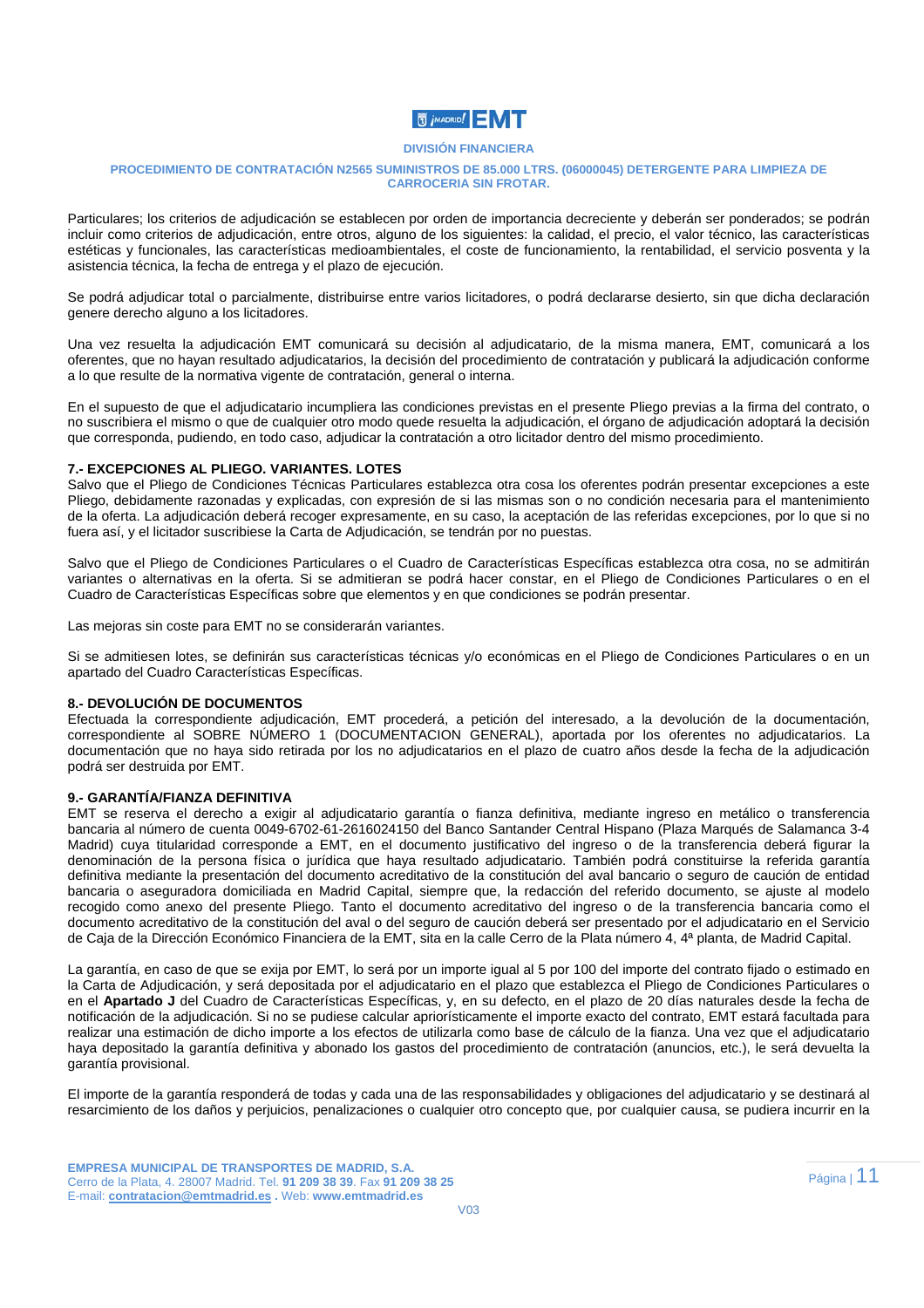Particulares; los criterios de adjudicación se establecen por orden de importancia decreciente y deberán ser ponderados; se podrán incluir como criterios de adjudicación, entre otros, alguno de los siguientes: la calidad, el precio, el valor técnico, las características estéticas y funcionales, las características medioambientales, el coste de funcionamiento, la rentabilidad, el servicio posventa y la asistencia técnica, la fecha de entrega y el plazo de ejecución.

Se podrá adjudicar total o parcialmente, distribuirse entre varios licitadores, o podrá declararse desierto, sin que dicha declaración genere derecho alguno a los licitadores.

Una vez resuelta la adjudicación EMT comunicará su decisión al adjudicatario, de la misma manera, EMT, comunicará a los oferentes, que no hayan resultado adjudicatarios, la decisión del procedimiento de contratación y publicará la adjudicación conforme a lo que resulte de la normativa vigente de contratación, general o interna.

En el supuesto de que el adjudicatario incumpliera las condiciones previstas en el presente Pliego previas a la firma del contrato, o no suscribiera el mismo o que de cualquier otro modo que resuelta la adjudicación, el órgano de adjudicación adoptará la decisión que corresponda, pudiendo, en todo caso, adjudicar la contratación a otro licitador dentro del mismo procedimiento.

### 7.- EXCEPCIONES AL PLIEGO. VARIANTES. LOTES

Salvo que el Pliego de Condiciones Técnicas Particulares establezca otra cosa los oferentes podrán presentar excepciones a este Pliego, debidamente razonadas y explicadas, con expresión de si las mismas son o no condición necesaria para el mantenimiento de la oferta. La adjudicación deberá recoger expresamente, en su caso, la aceptación de las referidas excepciones, por lo que si no fuera así, y el licitador suscribiese la Carta de Adjudicación, se tendrán por no puestas.

Salvo que el Pliego de Condiciones Particulares o el Cuadro de Características Específicas establezca otra cosa, no se admitirán variantes o alternativas en la oferta. Si se admitieran se podrá hacer constar, en el Pliego de Condiciones Particulares o en el Cuadro de Características Específicas sobre que elementos y en que condiciones se podrán presentar.

Las mejoras sin coste para EMT no se considerarán variantes.

Si se admitiesen lotes, se definirán sus características técnicas y/o económicas en el Pliego de Condiciones Particulares o en un apartado del Cuadro Características Específicas.

### 8.- DEVOLUCIÓN DE DOCUMENTOS

Efectuada la correspondiente adjudicación, EMT procederá, a petición del interesado, a la devolución de la documentación, correspondiente al SOBRE NÚMERO 1 (DOCUMENTACION GENERAL), aportada por los oferentes no adjudicatarios. La documentación que no haya sido retirada por los no adjudicatarios en el plazo de cuatro años desde la fecha de la adjudicación podrá ser destruida por EMT.

### 9.- GARANTÍA/FIANZA DEFINITIVA

EMT se reserva el derecho a exigir al adjudicatario garantía o fianza definitiva, mediante ingreso en metálico o transferencia bancaria al número de cuenta 0049-6702-61-2616024150 del Banco Santander Central Hispano (Plaza Marqués de Salamanca 3-4 Madrid) cuya titularidad corresponde a EMT, en el documento justificativo del ingreso o de la transferencia deberá figurar la denominación de la persona física o jurídica que haya resultado adjudicatario. También podrá constituirse la referida garantía definitiva mediante la presentación del documento acreditativo de la constitución del aval bancario o seguro de caución de entidad bancaria o aseguradora domiciliada en Madrid Capital, siempre que, la redacción del referido documento, se ajuste al modelo recogido como anexo del presente Pliego. Tanto el documento acreditativo del ingreso o de la transferencia bancaria como el documento acreditativo de la constitución del aval o del seguro de caución deberá ser presentado por el adjudicatario en el Servicio de Caja de la Dirección Económico Financiera de la EMT, sita en la calle Cerro de la Plata número 4, 4ª planta, de Madrid Capital.

La garantía, en caso de que se exija por EMT, lo será por un importe igual al 5 por 100 del importe del contrato fijado o estimado en la Carta de Adjudicación, y será depositada por el adjudicatario en el plazo que establezca el Pliego de Condiciones Particulares o en el **Apartado J** del Cuadro de Características Específicas, y, en su defecto, en el plazo de 20 días naturales desde la fecha de notificación de la adjudicación. Si no se pudiese calcular apriorísticamente el importe exacto del contrato, EMT estará facultada para realizar una estimación de dicho importe a los efectos de utilizarla como base de cálculo de la fianza. Una vez que el adjudicatario haya depositado la garantía definitiva y abonado los gastos del procedimiento de contratación (anuncios, etc.), le será devuelta la garantía provisional.

El importe de la garantía responderá de todas y cada una de las responsabilidades y obligaciones del adjudicatario y se destinará al resarcimiento de los daños y perjuicios, penalizaciones o cualquier otro concepto que, por cualquier causa, se pudiera incurrir en la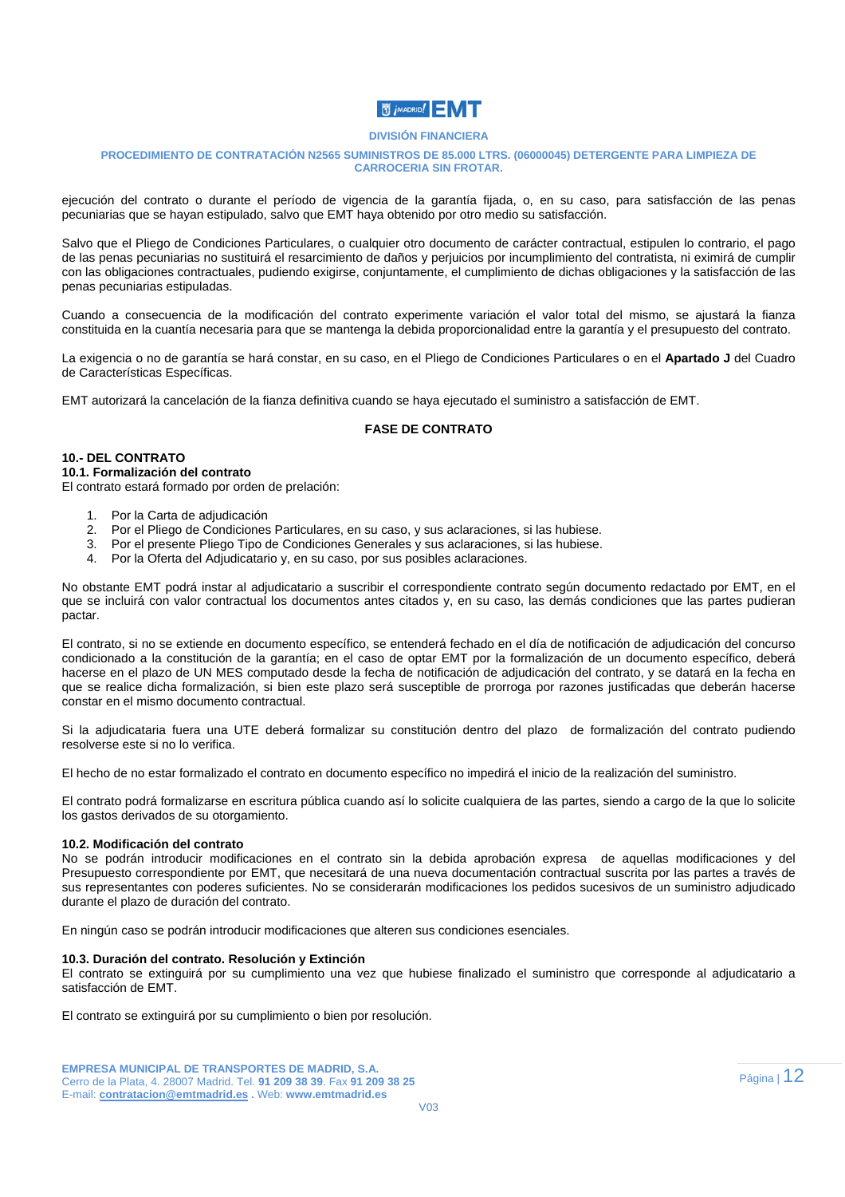ejecución del contrato o durante el período de vigencia de la garantía fijada, o, en su caso, para satisfacción de las penas pecuniarias que se hayan estipulado, salvo que EMT haya obtenido por otro medio su satisfacción.

Salvo que el Pliego de Condiciones Particulares, o cualquier otro documento de carácter contractual, estipulen lo contrario, el pago de las penas pecuniarias no sustituirá el resarcimiento de daños y perjuicios por incumplimiento del contratista, ni eximirá de cumplir con las obligaciones contractuales, pudiendo exigirse, conjuntamente, el cumplimiento de dichas obligaciones y la satisfacción de las penas pecuniarias estipuladas.

Cuando a consecuencia de la modificación del contrato experimente variación el valor total del mismo, se ajustará la fianza constituida en la cuantía necesaria para que se mantenga la debida proporcionalidad entre la garantía y el presupuesto del contrato.

La exigencia o no de garantía se hará constar, en su caso, en el Pliego de Condiciones Particulares o en el **Apartado J** del Cuadro de Características Específicas.

EMT autorizará la cancelación de la fianza definitiva cuando se haya ejecutado el suministro a satisfacción de EMT.

## FASE DE CONTRATO

### 10.- DEL CONTRATO

#### 10.1. Formalización del contrato

El contrato estará formado por orden de prelación:

1. Por la Carta de adjudicación
2. Por el Pliego de Condiciones Particulares, en su caso, y sus aclaraciones, si las hubiese.
3. Por el presente Pliego Tipo de Condiciones Generales y sus aclaraciones, si las hubiese.
4. Por la Oferta del Adjudicatario y, en su caso, por sus posibles aclaraciones.

No obstante EMT podrá instar al adjudicatario a suscribir el correspondiente contrato según documento redactado por EMT, en el que se incluirá con valor contractual los documentos antes citados y, en su caso, las demás condiciones que las partes pudieran pactar.

El contrato, si no se extiende en documento específico, se entenderá fechado en el día de notificación de adjudicación del concurso condicionado a la constitución de la garantía; en el caso de optar EMT por la formalización de un documento específico, deberá hacerse en el plazo de UN MES computado desde la fecha de notificación de adjudicación del contrato, y se datará en la fecha en que se realice dicha formalización, si bien este plazo será susceptible de prorroga por razones justificadas que deberán hacerse constar en el mismo documento contractual.

Si la adjudicataria fuera una UTE deberá formalizar su constitución dentro del plazo de formalización del contrato pudiendo resolverse este si no lo verifica.

El hecho de no estar formalizado el contrato en documento específico no impedirá el inicio de la realización del suministro.

El contrato podrá formalizarse en escritura pública cuando así lo solicite cualquiera de las partes, siendo a cargo de la que lo solicite los gastos derivados de su otorgamiento.

#### 10.2. Modificación del contrato

No se podrán introducir modificaciones en el contrato sin la debida aprobación expresa de aquellas modificaciones y del Presupuesto correspondiente por EMT, que necesitará de una nueva documentación contractual suscrita por las partes a través de sus representantes con poderes suficientes. No se considerarán modificaciones los pedidos sucesivos de un suministro adjudicado durante el plazo de duración del contrato.

En ningún caso se podrán introducir modificaciones que alteren sus condiciones esenciales.

#### 10.3. Duración del contrato. Resolución y Extinción

El contrato se extinguirá por su cumplimiento una vez que hubiese finalizado el suministro que corresponde al adjudicatario a satisfacción de EMT.

El contrato se extinguirá por su cumplimiento o bien por resolución.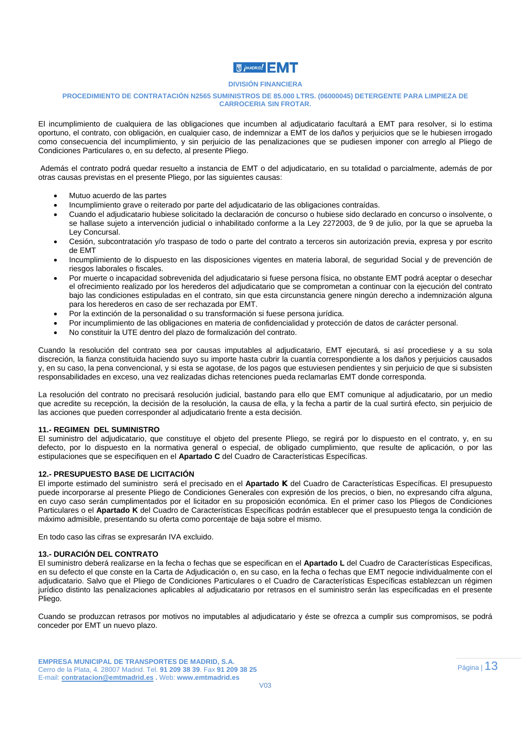El incumplimiento de cualquiera de las obligaciones que incumben al adjudicatario facultará a EMT para resolver, si lo estima oportuno, el contrato, con obligación, en cualquier caso, de indemnizar a EMT de los daños y perjuicios que se le hubiesen irrogado como consecuencia del incumplimiento, y sin perjuicio de las penalizaciones que se pudiesen imponer con arreglo al Pliego de Condiciones Particulares o, en su defecto, al presente Pliego.

Además el contrato podrá quedar resuelto a instancia de EMT o del adjudicatario, en su totalidad o parcialmente, además de por otras causas previstas en el presente Pliego, por las siguientes causas:

- Mutuo acuerdo de las partes
- Incumplimiento grave o reiterado por parte del adjudicatario de las obligaciones contraídas.
- Cuando el adjudicatario hubiese solicitado la declaración de concurso o hubiese sido declarado en concurso o insolvente, o se hallase sujeto a intervención judicial o inhabilitado conforme a la Ley 2272003, de 9 de julio, por la que se aprueba la Ley Concursal.
- Cesión, subcontratación y/o traspaso de todo o parte del contrato a terceros sin autorización previa, expresa y por escrito de EMT
- Incumplimiento de lo dispuesto en las disposiciones vigentes en materia laboral, de seguridad Social y de prevención de riesgos laborales o fiscales.
- Por muerte o incapacidad sobrevenida del adjudicatario si fuese persona física, no obstante EMT podrá aceptar o desechar el ofrecimiento realizado por los herederos del adjudicatario que se comprometan a continuar con la ejecución del contrato bajo las condiciones estipuladas en el contrato, sin que esta circunstancia genere ningún derecho a indemnización alguna para los herederos en caso de ser rechazada por EMT.
- Por la extinción de la personalidad o su transformación si fuese persona jurídica.
- Por incumplimiento de las obligaciones en materia de confidencialidad y protección de datos de carácter personal.
- No constituir la UTE dentro del plazo de formalización del contrato.

Cuando la resolución del contrato sea por causas imputables al adjudicatario, EMT ejecutará, si así procediese y a su sola discreción, la fianza constituida haciendo suyo su importe hasta cubrir la cuantía correspondiente a los daños y perjuicios causados y, en su caso, la pena convencional, y si esta se agotase, de los pagos que estuviesen pendientes y sin perjuicio de que si subsisten responsabilidades en exceso, una vez realizadas dichas retenciones pueda reclamarlas EMT donde corresponda.

La resolución del contrato no precisará resolución judicial, bastando para ello que EMT comunique al adjudicatario, por un medio que acredite su recepción, la decisión de la resolución, la causa de ella, y la fecha a partir de la cual surtirá efecto, sin perjuicio de las acciones que pueden corresponder al adjudicatario frente a esta decisión.

### 11.- REGIMEN DEL SUMINISTRO

El suministro del adjudicatario, que constituye el objeto del presente Pliego, se regirá por lo dispuesto en el contrato, y, en su defecto, por lo dispuesto en la normativa general o especial, de obligado cumplimiento, que resulte de aplicación, o por las estipulaciones que se especifiquen en el **Apartado C** del Cuadro de Características Específicas.

### 12.- PRESUPUESTO BASE DE LICITACIÓN

El importe estimado del suministro será el precisado en el **Apartado K** del Cuadro de Características Específicas. El presupuesto puede incorporarse al presente Pliego de Condiciones Generales con expresión de los precios, o bien, no expresando cifra alguna, en cuyo caso serán cumplimentados por el licitador en su proposición económica. En el primer caso los Pliegos de Condiciones Particulares o el **Apartado K** del Cuadro de Características Específicas podrán establecer que el presupuesto tenga la condición de máximo admisible, presentando su oferta como porcentaje de baja sobre el mismo.

En todo caso las cifras se expresarán IVA excluido.

### 13.- DURACIÓN DEL CONTRATO

El suministro deberá realizarse en la fecha o fechas que se especifican en el **Apartado L** del Cuadro de Características Especificas, en su defecto el que conste en la Carta de Adjudicación o, en su caso, en la fecha o fechas que EMT negocie individualmente con el adjudicatario. Salvo que el Pliego de Condiciones Particulares o el Cuadro de Características Específicas establezcan un régimen jurídico distinto las penalizaciones aplicables al adjudicatario por retrasos en el suministro serán las especificadas en el presente Pliego.

Cuando se produzcan retrasos por motivos no imputables al adjudicatario y éste se ofrezca a cumplir sus compromisos, se podrá conceder por EMT un nuevo plazo.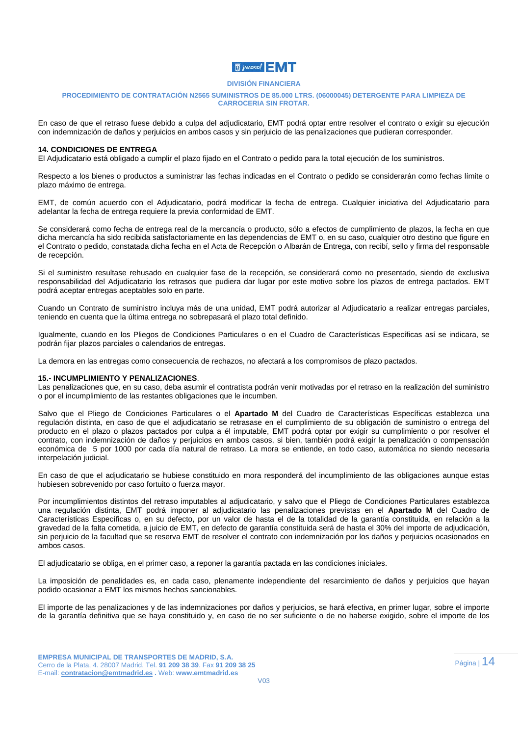En caso de que el retraso fuese debido a culpa del adjudicatario, EMT podrá optar entre resolver el contrato o exigir su ejecución con indemnización de daños y perjuicios en ambos casos y sin perjuicio de las penalizaciones que pudieran corresponder.

## 14. CONDICIONES DE ENTREGA

El Adjudicatario está obligado a cumplir el plazo fijado en el Contrato o pedido para la total ejecución de los suministros.

Respecto a los bienes o productos a suministrar las fechas indicadas en el Contrato o pedido se considerarán como fechas límite o plazo máximo de entrega.

EMT, de común acuerdo con el Adjudicatario, podrá modificar la fecha de entrega. Cualquier iniciativa del Adjudicatario para adelantar la fecha de entrega requiere la previa conformidad de EMT.

Se considerará como fecha de entrega real de la mercancía o producto, sólo a efectos de cumplimiento de plazos, la fecha en que dicha mercancía ha sido recibida satisfactoriamente en las dependencias de EMT o, en su caso, cualquier otro destino que figure en el Contrato o pedido, constatada dicha fecha en el Acta de Recepción o Albarán de Entrega, con recibí, sello y firma del responsable de recepción.

Si el suministro resultase rehusado en cualquier fase de la recepción, se considerará como no presentado, siendo de exclusiva responsabilidad del Adjudicatario los retrasos que pudiera dar lugar por este motivo sobre los plazos de entrega pactados. EMT podrá aceptar entregas aceptables solo en parte.

Cuando un Contrato de suministro incluya más de una unidad, EMT podrá autorizar al Adjudicatario a realizar entregas parciales, teniendo en cuenta que la última entrega no sobrepasará el plazo total definido.

Igualmente, cuando en los Pliegos de Condiciones Particulares o en el Cuadro de Características Específicas así se indicara, se podrán fijar plazos parciales o calendarios de entregas.

La demora en las entregas como consecuencia de rechazos, no afectará a los compromisos de plazo pactados.

## 15.- INCUMPLIMIENTO Y PENALIZACIONES.

Las penalizaciones que, en su caso, deba asumir el contratista podrán venir motivadas por el retraso en la realización del suministro o por el incumplimiento de las restantes obligaciones que le incumben.

Salvo que el Pliego de Condiciones Particulares o el **Apartado M** del Cuadro de Características Específicas establezca una regulación distinta, en caso de que el adjudicatario se retrasase en el cumplimiento de su obligación de suministro o entrega del producto en el plazo o plazos pactados por culpa a él imputable, EMT podrá optar por exigir su cumplimiento o por resolver el contrato, con indemnización de daños y perjuicios en ambos casos, si bien, también podrá exigir la penalización o compensación económica de 5 por 1000 por cada día natural de retraso. La mora se entiende, en todo caso, automática no siendo necesaria interpelación judicial.

En caso de que el adjudicatario se hubiese constituido en mora responderá del incumplimiento de las obligaciones aunque estas hubiesen sobrevenido por caso fortuito o fuerza mayor.

Por incumplimientos distintos del retraso imputables al adjudicatario, y salvo que el Pliego de Condiciones Particulares establezca una regulación distinta, EMT podrá imponer al adjudicatario las penalizaciones previstas en el **Apartado M** del Cuadro de Características Específicas o, en su defecto, por un valor de hasta el de la totalidad de la garantía constituida, en relación a la gravedad de la falta cometida, a juicio de EMT, en defecto de garantía constituida será de hasta el 30% del importe de adjudicación, sin perjuicio de la facultad que se reserva EMT de resolver el contrato con indemnización por los daños y perjuicios ocasionados en ambos casos.

El adjudicatario se obliga, en el primer caso, a reponer la garantía pactada en las condiciones iniciales.

La imposición de penalidades es, en cada caso, plenamente independiente del resarcimiento de daños y perjuicios que hayan podido ocasionar a EMT los mismos hechos sancionables.

El importe de las penalizaciones y de las indemnizaciones por daños y perjuicios, se hará efectiva, en primer lugar, sobre el importe de la garantía definitiva que se haya constituido y, en caso de no ser suficiente o de no haberse exigido, sobre el importe de los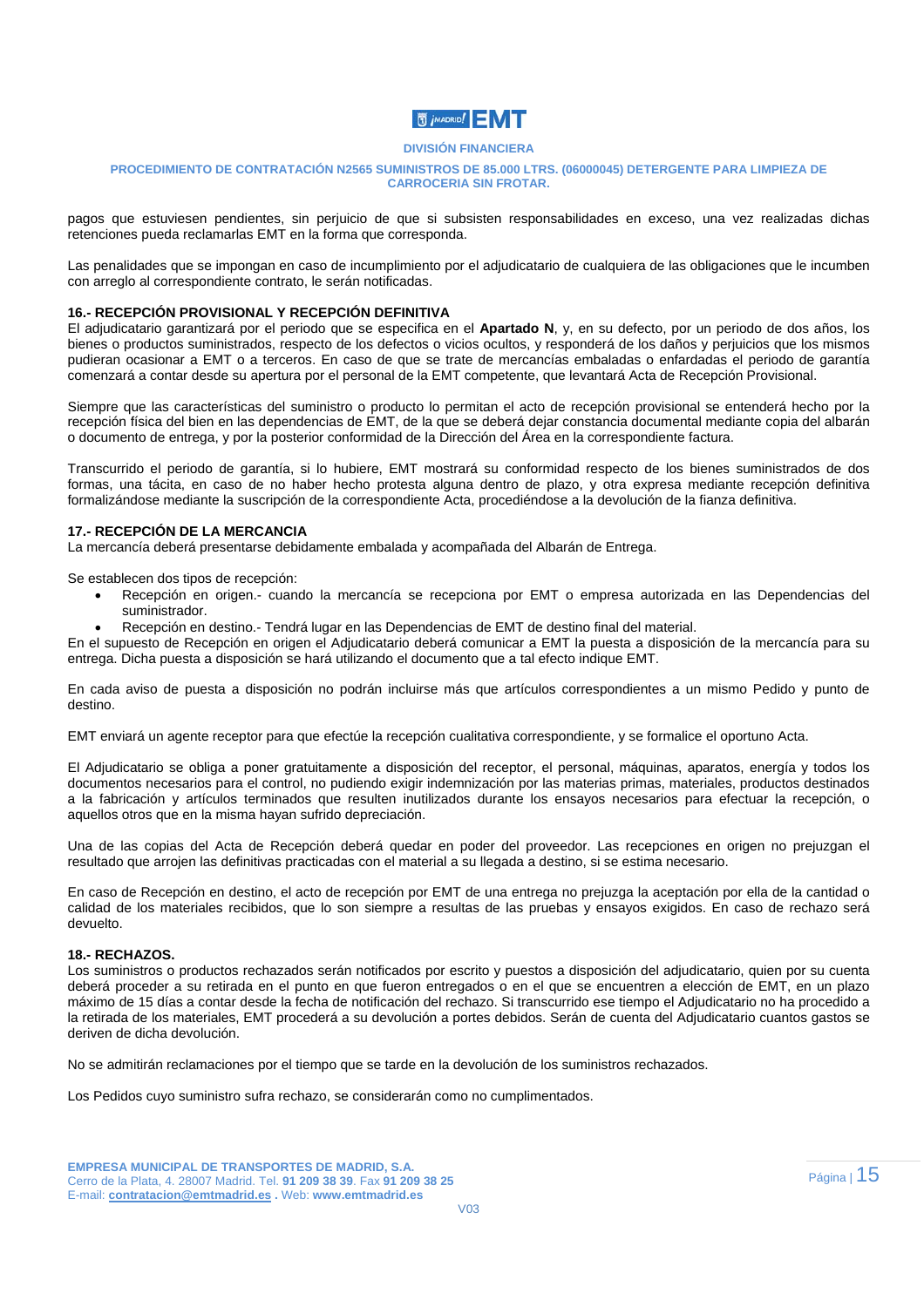pagos que estuviesen pendientes, sin perjuicio de que si subsisten responsabilidades en exceso, una vez realizadas dichas retenciones pueda reclamarlas EMT en la forma que corresponda.

Las penalidades que se impongan en caso de incumplimiento por el adjudicatario de cualquiera de las obligaciones que le incumben con arreglo al correspondiente contrato, le serán notificadas.

**16.- RECEPCIÓN PROVISIONAL Y RECEPCIÓN DEFINITIVA**

El adjudicatario garantizará por el periodo que se especifica en el **Apartado N**, y, en su defecto, por un periodo de dos años, los bienes o productos suministrados, respecto de los defectos o vicios ocultos, y responderá de los daños y perjuicios que los mismos pudieran ocasionar a EMT o a terceros. En caso de que se trate de mercancías embaladas o enfardadas el periodo de garantía comenzará a contar desde su apertura por el personal de la EMT competente, que levantará Acta de Recepción Provisional.

Siempre que las características del suministro o producto lo permitan el acto de recepción provisional se entenderá hecho por la recepción física del bien en las dependencias de EMT, de la que se deberá dejar constancia documental mediante copia del albarán o documento de entrega, y por la posterior conformidad de la Dirección del Área en la correspondiente factura.

Transcurrido el periodo de garantía, si lo hubiere, EMT mostrará su conformidad respecto de los bienes suministrados de dos formas, una tácita, en caso de no haber hecho protesta alguna dentro de plazo, y otra expresa mediante recepción definitiva formalizándose mediante la suscripción de la correspondiente Acta, procediéndose a la devolución de la fianza definitiva.

**17.- RECEPCIÓN DE LA MERCANCIA**

La mercancía deberá presentarse debidamente embalada y acompañada del Albarán de Entrega.

Se establecen dos tipos de recepción:

- Recepción en origen.- cuando la mercancía se recepciona por EMT o empresa autorizada en las Dependencias del suministrador.
- Recepción en destino.- Tendrá lugar en las Dependencias de EMT de destino final del material.

En el supuesto de Recepción en origen el Adjudicatario deberá comunicar a EMT la puesta a disposición de la mercancía para su entrega. Dicha puesta a disposición se hará utilizando el documento que a tal efecto indique EMT.

En cada aviso de puesta a disposición no podrán incluirse más que artículos correspondientes a un mismo Pedido y punto de destino.

EMT enviará un agente receptor para que efectúe la recepción cualitativa correspondiente, y se formalice el oportuno Acta.

El Adjudicatario se obliga a poner gratuitamente a disposición del receptor, el personal, máquinas, aparatos, energía y todos los documentos necesarios para el control, no pudiendo exigir indemnización por las materias primas, materiales, productos destinados a la fabricación y artículos terminados que resulten inutilizados durante los ensayos necesarios para efectuar la recepción, o aquellos otros que en la misma hayan sufrido depreciación.

Una de las copias del Acta de Recepción deberá quedar en poder del proveedor. Las recepciones en origen no prejuzgan el resultado que arrojen las definitivas practicadas con el material a su llegada a destino, si se estima necesario.

En caso de Recepción en destino, el acto de recepción por EMT de una entrega no prejuzga la aceptación por ella de la cantidad o calidad de los materiales recibidos, que lo son siempre a resultas de las pruebas y ensayos exigidos. En caso de rechazo será devuelto.

**18.- RECHAZOS.**

Los suministros o productos rechazados serán notificados por escrito y puestos a disposición del adjudicatario, quien por su cuenta deberá proceder a su retirada en el punto en que fueron entregados o en el que se encuentren a elección de EMT, en un plazo máximo de 15 días a contar desde la fecha de notificación del rechazo. Si transcurrido ese tiempo el Adjudicatario no ha procedido a la retirada de los materiales, EMT procederá a su devolución a portes debidos. Serán de cuenta del Adjudicatario cuantos gastos se deriven de dicha devolución.

No se admitirán reclamaciones por el tiempo que se tarde en la devolución de los suministros rechazados.

Los Pedidos cuyo suministro sufra rechazo, se considerarán como no cumplimentados.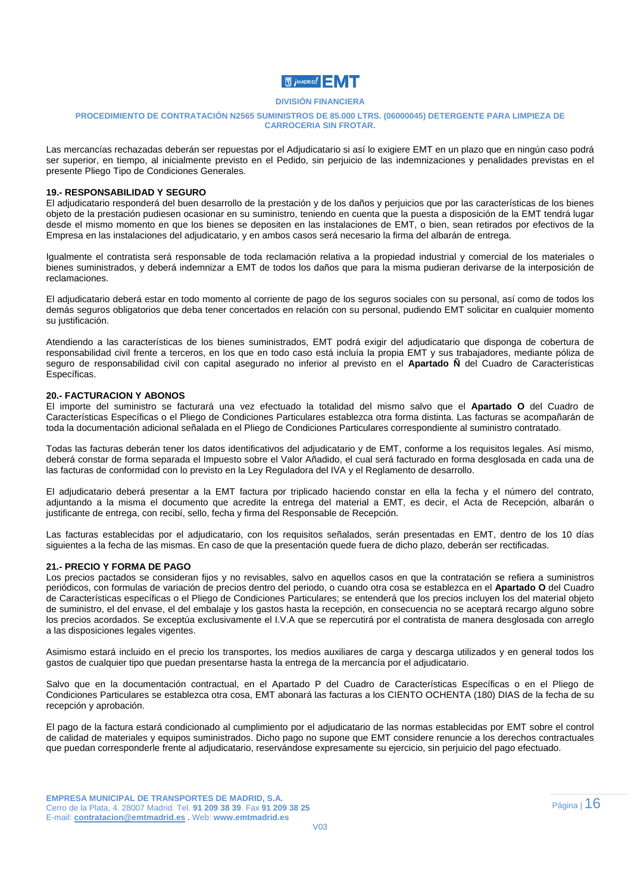Las mercancías rechazadas deberán ser repuestas por el Adjudicatario si así lo exigiere EMT en un plazo que en ningún caso podrá ser superior, en tiempo, al inicialmente previsto en el Pedido, sin perjuicio de las indemnizaciones y penalidades previstas en el presente Pliego Tipo de Condiciones Generales.

### 19.- RESPONSABILIDAD Y SEGURO

El adjudicatario responderá del buen desarrollo de la prestación y de los daños y perjuicios que por las características de los bienes objeto de la prestación pudiesen ocasionar en su suministro, teniendo en cuenta que la puesta a disposición de la EMT tendrá lugar desde el mismo momento en que los bienes se depositen en las instalaciones de EMT, o bien, sean retirados por efectivos de la Empresa en las instalaciones del adjudicatario, y en ambos casos será necesario la firma del albarán de entrega.

Igualmente el contratista será responsable de toda reclamación relativa a la propiedad industrial y comercial de los materiales o bienes suministrados, y deberá indemnizar a EMT de todos los daños que para la misma pudieran derivarse de la interposición de reclamaciones.

El adjudicatario deberá estar en todo momento al corriente de pago de los seguros sociales con su personal, así como de todos los demás seguros obligatorios que deba tener concertados en relación con su personal, pudiendo EMT solicitar en cualquier momento su justificación.

Atendiendo a las características de los bienes suministrados, EMT podrá exigir del adjudicatario que disponga de cobertura de responsabilidad civil frente a terceros, en los que en todo caso está incluía la propia EMT y sus trabajadores, mediante póliza de seguro de responsabilidad civil con capital asegurado no inferior al previsto en el **Apartado Ñ** del Cuadro de Características Específicas.

### 20.- FACTURACION Y ABONOS

El importe del suministro se facturará una vez efectuado la totalidad del mismo salvo que el **Apartado O** del Cuadro de Características Específicas o el Pliego de Condiciones Particulares establezca otra forma distinta. Las facturas se acompañarán de toda la documentación adicional señalada en el Pliego de Condiciones Particulares correspondiente al suministro contratado.

Todas las facturas deberán tener los datos identificativos del adjudicatario y de EMT, conforme a los requisitos legales. Así mismo, deberá constar de forma separada el Impuesto sobre el Valor Añadido, el cual será facturado en forma desglosada en cada una de las facturas de conformidad con lo previsto en la Ley Reguladora del IVA y el Reglamento de desarrollo.

El adjudicatario deberá presentar a la EMT factura por triplicado haciendo constar en ella la fecha y el número del contrato, adjuntando a la misma el documento que acredite la entrega del material a EMT, es decir, el Acta de Recepción, albarán o justificante de entrega, con recibí, sello, fecha y firma del Responsable de Recepción.

Las facturas establecidas por el adjudicatario, con los requisitos señalados, serán presentadas en EMT, dentro de los 10 días siguientes a la fecha de las mismas. En caso de que la presentación quede fuera de dicho plazo, deberán ser rectificadas.

### 21.- PRECIO Y FORMA DE PAGO

Los precios pactados se consideran fijos y no revisables, salvo en aquellos casos en que la contratación se refiera a suministros periódicos, con formulas de variación de precios dentro del periodo, o cuando otra cosa se establezca en el **Apartado O** del Cuadro de Características específicas o el Pliego de Condiciones Particulares; se entenderá que los precios incluyen los del material objeto de suministro, el del envase, el del embalaje y los gastos hasta la recepción, en consecuencia no se aceptará recargo alguno sobre los precios acordados. Se exceptúa exclusivamente el I.V.A que se repercutirá por el contratista de manera desglosada con arreglo a las disposiciones legales vigentes.

Asimismo estará incluido en el precio los transportes, los medios auxiliares de carga y descarga utilizados y en general todos los gastos de cualquier tipo que puedan presentarse hasta la entrega de la mercancía por el adjudicatario.

Salvo que en la documentación contractual, en el Apartado P del Cuadro de Características Específicas o en el Pliego de Condiciones Particulares se establezca otra cosa, EMT abonará las facturas a los CIENTO OCHENTA (180) DIAS de la fecha de su recepción y aprobación.

El pago de la factura estará condicionado al cumplimiento por el adjudicatario de las normas establecidas por EMT sobre el control de calidad de materiales y equipos suministrados. Dicho pago no supone que EMT considere renuncie a los derechos contractuales que puedan corresponderle frente al adjudicatario, reservándose expresamente su ejercicio, sin perjuicio del pago efectuado.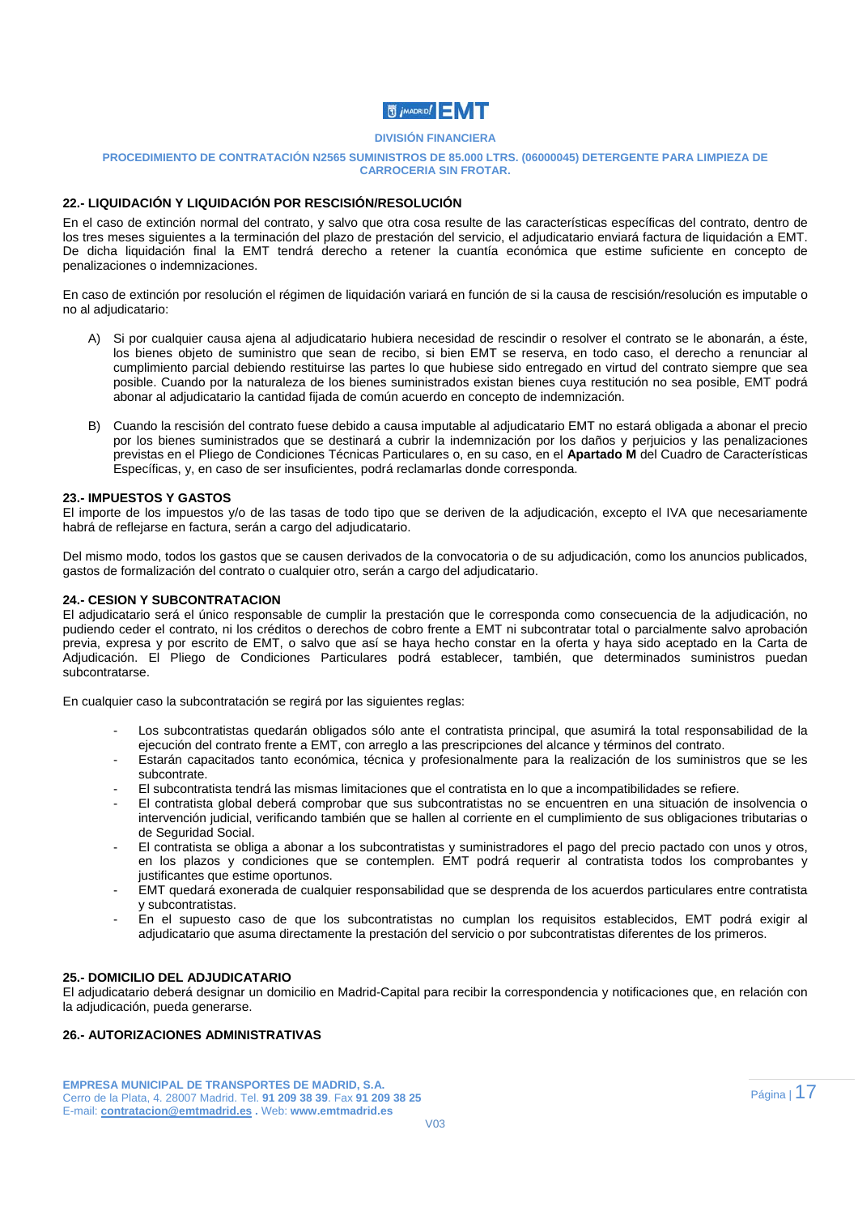## 22.- LIQUIDACIÓN Y LIQUIDACIÓN POR RESCISIÓN/RESOLUCIÓN

En el caso de extinción normal del contrato, y salvo que otra cosa resulte de las características específicas del contrato, dentro de los tres meses siguientes a la terminación del plazo de prestación del servicio, el adjudicatario enviará factura de liquidación a EMT. De dicha liquidación final la EMT tendrá derecho a retener la cuantía económica que estime suficiente en concepto de penalizaciones o indemnizaciones.

En caso de extinción por resolución el régimen de liquidación variará en función de si la causa de rescisión/resolución es imputable o no al adjudicatario:

A) Si por cualquier causa ajena al adjudicatario hubiera necesidad de rescindir o resolver el contrato se le abonarán, a éste, los bienes objeto de suministro que sean de recibo, si bien EMT se reserva, en todo caso, el derecho a renunciar al cumplimiento parcial debiendo restituirse las partes lo que hubiese sido entregado en virtud del contrato siempre que sea posible. Cuando por la naturaleza de los bienes suministrados existan bienes cuya restitución no sea posible, EMT podrá abonar al adjudicatario la cantidad fijada de común acuerdo en concepto de indemnización.

B) Cuando la rescisión del contrato fuese debido a causa imputable al adjudicatario EMT no estará obligada a abonar el precio por los bienes suministrados que se destinará a cubrir la indemnización por los daños y perjuicios y las penalizaciones previstas en el Pliego de Condiciones Técnicas Particulares o, en su caso, en el **Apartado M** del Cuadro de Características Específicas, y, en caso de ser insuficientes, podrá reclamarlas donde corresponda.

## 23.- IMPUESTOS Y GASTOS

El importe de los impuestos y/o de las tasas de todo tipo que se deriven de la adjudicación, excepto el IVA que necesariamente habrá de reflejarse en factura, serán a cargo del adjudicatario.

Del mismo modo, todos los gastos que se causen derivados de la convocatoria o de su adjudicación, como los anuncios publicados, gastos de formalización del contrato o cualquier otro, serán a cargo del adjudicatario.

## 24.- CESION Y SUBCONTRATACION

El adjudicatario será el único responsable de cumplir la prestación que le corresponda como consecuencia de la adjudicación, no pudiendo ceder el contrato, ni los créditos o derechos de cobro frente a EMT ni subcontratar total o parcialmente salvo aprobación previa, expresa y por escrito de EMT, o salvo que así se haya hecho constar en la oferta y haya sido aceptado en la Carta de Adjudicación. El Pliego de Condiciones Particulares podrá establecer, también, que determinados suministros puedan subcontratarse.

En cualquier caso la subcontratación se regirá por las siguientes reglas:

- Los subcontratistas quedarán obligados sólo ante el contratista principal, que asumirá la total responsabilidad de la ejecución del contrato frente a EMT, con arreglo a las prescripciones del alcance y términos del contrato.
- Estarán capacitados tanto económica, técnica y profesionalmente para la realización de los suministros que se les subcontrate.
- El subcontratista tendrá las mismas limitaciones que el contratista en lo que a incompatibilidades se refiere.
- El contratista global deberá comprobar que sus subcontratistas no se encuentren en una situación de insolvencia o intervención judicial, verificando también que se hallen al corriente en el cumplimiento de sus obligaciones tributarias o de Seguridad Social.
- El contratista se obliga a abonar a los subcontratistas y suministradores el pago del precio pactado con unos y otros, en los plazos y condiciones que se contemplen. EMT podrá requerir al contratista todos los comprobantes y justificantes que estime oportunos.
- EMT quedará exonerada de cualquier responsabilidad que se desprenda de los acuerdos particulares entre contratista y subcontratistas.
- En el supuesto caso de que los subcontratistas no cumplan los requisitos establecidos, EMT podrá exigir al adjudicatario que asuma directamente la prestación del servicio o por subcontratistas diferentes de los primeros.

## 25.- DOMICILIO DEL ADJUDICATARIO

El adjudicatario deberá designar un domicilio en Madrid-Capital para recibir la correspondencia y notificaciones que, en relación con la adjudicación, pueda generarse.

## 26.- AUTORIZACIONES ADMINISTRATIVAS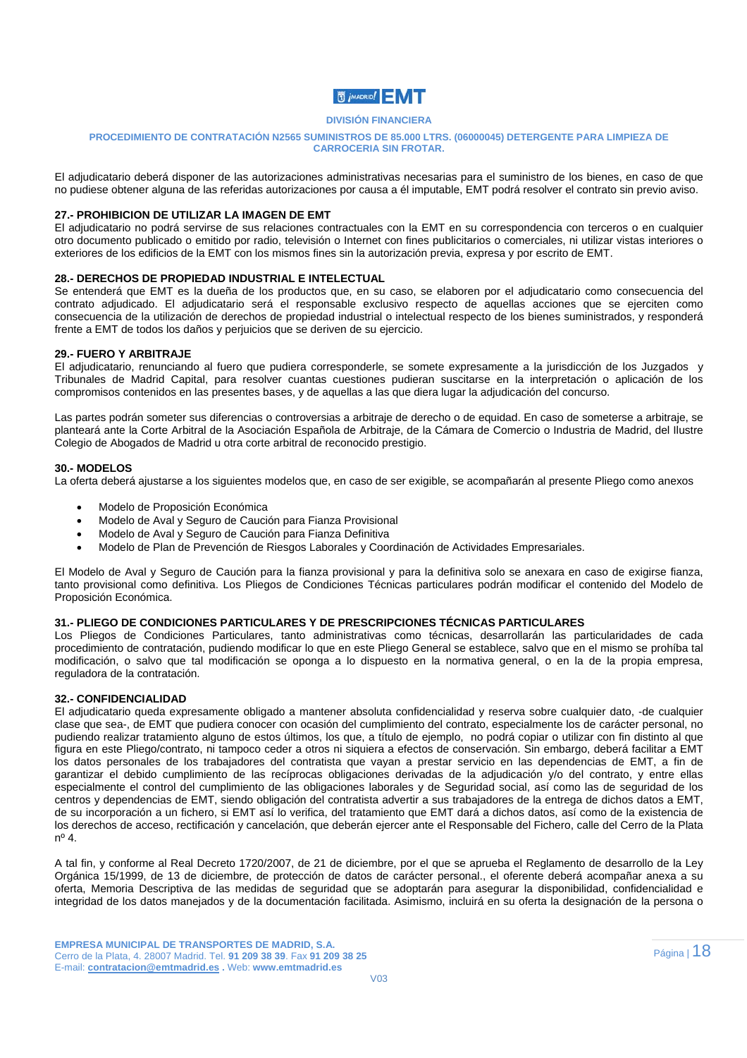El adjudicatario deberá disponer de las autorizaciones administrativas necesarias para el suministro de los bienes, en caso de que no pudiese obtener alguna de las referidas autorizaciones por causa a él imputable, EMT podrá resolver el contrato sin previo aviso.

**27.- PROHIBICION DE UTILIZAR LA IMAGEN DE EMT**

El adjudicatario no podrá servirse de sus relaciones contractuales con la EMT en su correspondencia con terceros o en cualquier otro documento publicado o emitido por radio, televisión o Internet con fines publicitarios o comerciales, ni utilizar vistas interiores o exteriores de los edificios de la EMT con los mismos fines sin la autorización previa, expresa y por escrito de EMT.

**28.- DERECHOS DE PROPIEDAD INDUSTRIAL E INTELECTUAL**

Se entenderá que EMT es la dueña de los productos que, en su caso, se elaboren por el adjudicatario como consecuencia del contrato adjudicado. El adjudicatario será el responsable exclusivo respecto de aquellas acciones que se ejerciten como consecuencia de la utilización de derechos de propiedad industrial o intelectual respecto de los bienes suministrados, y responderá frente a EMT de todos los daños y perjuicios que se deriven de su ejercicio.

**29.- FUERO Y ARBITRAJE**

El adjudicatario, renunciando al fuero que pudiera corresponderle, se somete expresamente a la jurisdicción de los Juzgados y Tribunales de Madrid Capital, para resolver cuantas cuestiones pudieran suscitarse en la interpretación o aplicación de los compromisos contenidos en las presentes bases, y de aquellas a las que diera lugar la adjudicación del concurso.

Las partes podrán someter sus diferencias o controversias a arbitraje de derecho o de equidad. En caso de someterse a arbitraje, se planteará ante la Corte Arbitral de la Asociación Española de Arbitraje, de la Cámara de Comercio o Industria de Madrid, del Ilustre Colegio de Abogados de Madrid u otra corte arbitral de reconocido prestigio.

**30.- MODELOS**

La oferta deberá ajustarse a los siguientes modelos que, en caso de ser exigible, se acompañarán al presente Pliego como anexos

- Modelo de Proposición Económica
- Modelo de Aval y Seguro de Caución para Fianza Provisional
- Modelo de Aval y Seguro de Caución para Fianza Definitiva
- Modelo de Plan de Prevención de Riesgos Laborales y Coordinación de Actividades Empresariales.

El Modelo de Aval y Seguro de Caución para la fianza provisional y para la definitiva solo se anexara en caso de exigirse fianza, tanto provisional como definitiva. Los Pliegos de Condiciones Técnicas particulares podrán modificar el contenido del Modelo de Proposición Económica.

**31.- PLIEGO DE CONDICIONES PARTICULARES Y DE PRESCRIPCIONES TÉCNICAS PARTICULARES**

Los Pliegos de Condiciones Particulares, tanto administrativas como técnicas, desarrollarán las particularidades de cada procedimiento de contratación, pudiendo modificar lo que en este Pliego General se establece, salvo que en el mismo se prohíba tal modificación, o salvo que tal modificación se oponga a lo dispuesto en la normativa general, o en la de la propia empresa, reguladora de la contratación.

**32.- CONFIDENCIALIDAD**

El adjudicatario queda expresamente obligado a mantener absoluta confidencialidad y reserva sobre cualquier dato, -de cualquier clase que sea-, de EMT que pudiera conocer con ocasión del cumplimiento del contrato, especialmente los de carácter personal, no pudiendo realizar tratamiento alguno de estos últimos, los que, a título de ejemplo, no podrá copiar o utilizar con fin distinto al que figura en este Pliego/contrato, ni tampoco ceder a otros ni siquiera a efectos de conservación. Sin embargo, deberá facilitar a EMT los datos personales de los trabajadores del contratista que vayan a prestar servicio en las dependencias de EMT, a fin de garantizar el debido cumplimiento de las recíprocas obligaciones derivadas de la adjudicación y/o del contrato, y entre ellas especialmente el control del cumplimiento de las obligaciones laborales y de Seguridad social, así como las de seguridad de los centros y dependencias de EMT, siendo obligación del contratista advertir a sus trabajadores de la entrega de dichos datos a EMT, de su incorporación a un fichero, si EMT así lo verifica, del tratamiento que EMT dará a dichos datos, así como de la existencia de los derechos de acceso, rectificación y cancelación, que deberán ejercer ante el Responsable del Fichero, calle del Cerro de la Plata nº 4.

A tal fin, y conforme al Real Decreto 1720/2007, de 21 de diciembre, por el que se aprueba el Reglamento de desarrollo de la Ley Orgánica 15/1999, de 13 de diciembre, de protección de datos de carácter personal., el oferente deberá acompañar anexa a su oferta, Memoria Descriptiva de las medidas de seguridad que se adoptarán para asegurar la disponibilidad, confidencialidad e integridad de los datos manejados y de la documentación facilitada. Asimismo, incluirá en su oferta la designación de la persona o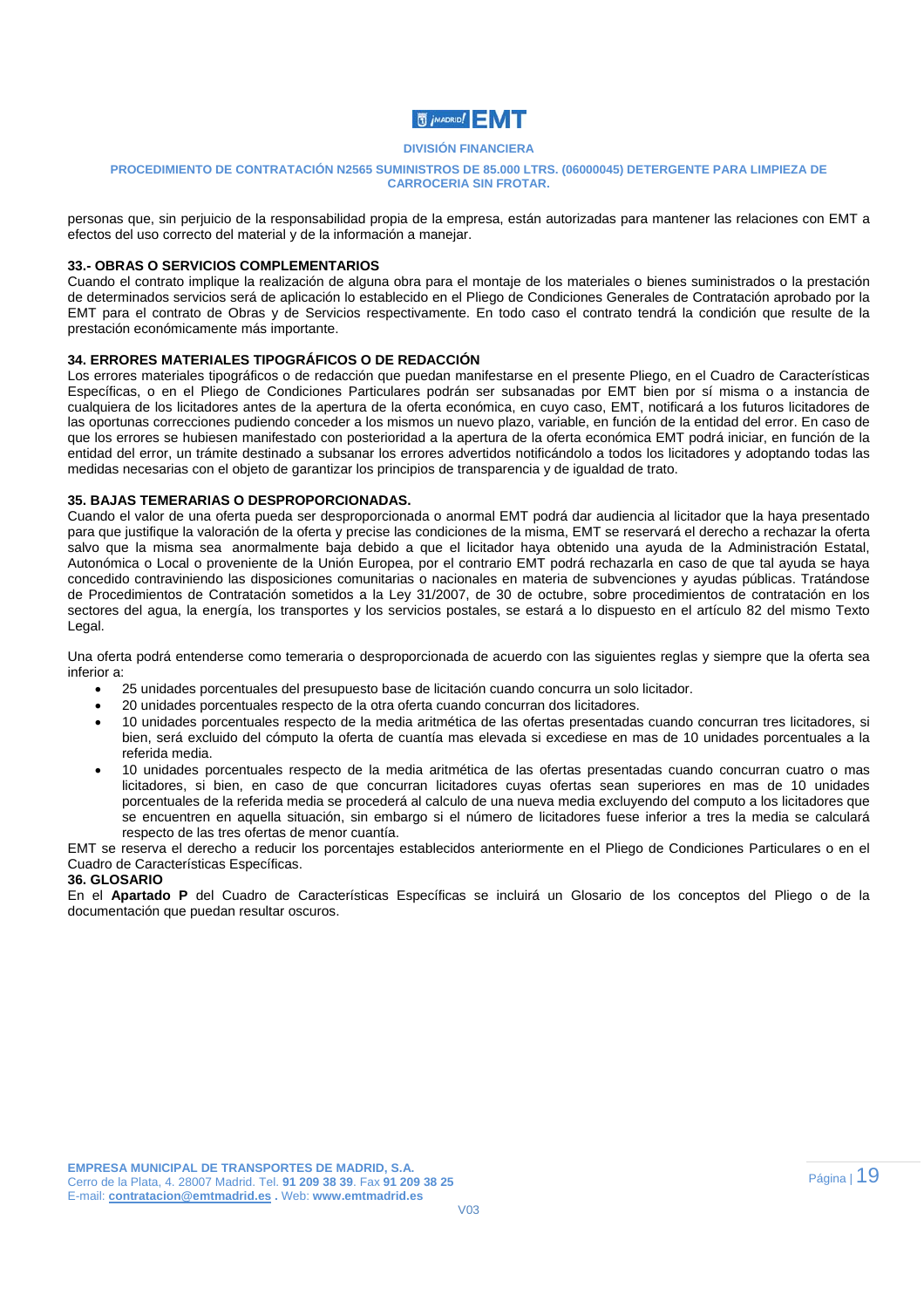personas que, sin perjuicio de la responsabilidad propia de la empresa, están autorizadas para mantener las relaciones con EMT a efectos del uso correcto del material y de la información a manejar.

**33.- OBRAS O SERVICIOS COMPLEMENTARIOS**

Cuando el contrato implique la realización de alguna obra para el montaje de los materiales o bienes suministrados o la prestación de determinados servicios será de aplicación lo establecido en el Pliego de Condiciones Generales de Contratación aprobado por la EMT para el contrato de Obras y de Servicios respectivamente. En todo caso el contrato tendrá la condición que resulte de la prestación económicamente más importante.

**34. ERRORES MATERIALES TIPOGRÁFICOS O DE REDACCIÓN**

Los errores materiales tipográficos o de redacción que puedan manifestarse en el presente Pliego, en el Cuadro de Características Específicas, o en el Pliego de Condiciones Particulares podrán ser subsanadas por EMT bien por sí misma o a instancia de cualquiera de los licitadores antes de la apertura de la oferta económica, en cuyo caso, EMT, notificará a los futuros licitadores de las oportunas correcciones pudiendo conceder a los mismos un nuevo plazo, variable, en función de la entidad del error. En caso de que los errores se hubiesen manifestado con posterioridad a la apertura de la oferta económica EMT podrá iniciar, en función de la entidad del error, un trámite destinado a subsanar los errores advertidos notificándolo a todos los licitadores y adoptando todas las medidas necesarias con el objeto de garantizar los principios de transparencia y de igualdad de trato.

**35. BAJAS TEMERARIAS O DESPROPORCIONADAS.**

Cuando el valor de una oferta pueda ser desproporcionada o anormal EMT podrá dar audiencia al licitador que la haya presentado para que justifique la valoración de la oferta y precise las condiciones de la misma, EMT se reservará el derecho a rechazar la oferta salvo que la misma sea anormalmente baja debido a que el licitador haya obtenido una ayuda de la Administración Estatal, Autonómica o Local o proveniente de la Unión Europea, por el contrario EMT podrá rechazarla en caso de que tal ayuda se haya concedido contraviniendo las disposiciones comunitarias o nacionales en materia de subvenciones y ayudas públicas. Tratándose de Procedimientos de Contratación sometidos a la Ley 31/2007, de 30 de octubre, sobre procedimientos de contratación en los sectores del agua, la energía, los transportes y los servicios postales, se estará a lo dispuesto en el artículo 82 del mismo Texto Legal.

Una oferta podrá entenderse como temeraria o desproporcionada de acuerdo con las siguientes reglas y siempre que la oferta sea inferior a:

- 25 unidades porcentuales del presupuesto base de licitación cuando concurra un solo licitador.
- 20 unidades porcentuales respecto de la otra oferta cuando concurran dos licitadores.
- 10 unidades porcentuales respecto de la media aritmética de las ofertas presentadas cuando concurran tres licitadores, si bien, será excluido del cómputo la oferta de cuantía mas elevada si excediese en mas de 10 unidades porcentuales a la referida media.
- 10 unidades porcentuales respecto de la media aritmética de las ofertas presentadas cuando concurran cuatro o mas licitadores, si bien, en caso de que concurran licitadores cuyas ofertas sean superiores en mas de 10 unidades porcentuales de la referida media se procederá al calculo de una nueva media excluyendo del computo a los licitadores que se encuentren en aquella situación, sin embargo si el número de licitadores fuese inferior a tres la media se calculará respecto de las tres ofertas de menor cuantía.

EMT se reserva el derecho a reducir los porcentajes establecidos anteriormente en el Pliego de Condiciones Particulares o en el Cuadro de Características Específicas.

**36. GLOSARIO**

En el **Apartado P** del Cuadro de Características Específicas se incluirá un Glosario de los conceptos del Pliego o de la documentación que puedan resultar oscuros.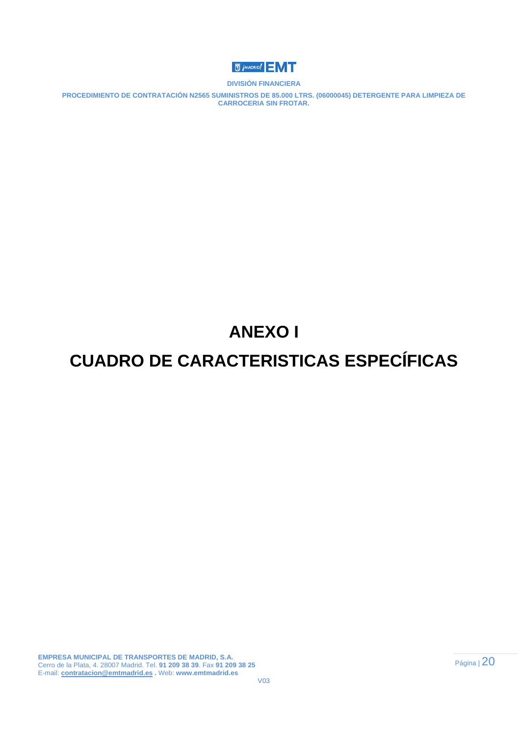# ANEXO I

# CUADRO DE CARACTERISTICAS ESPECÍFICAS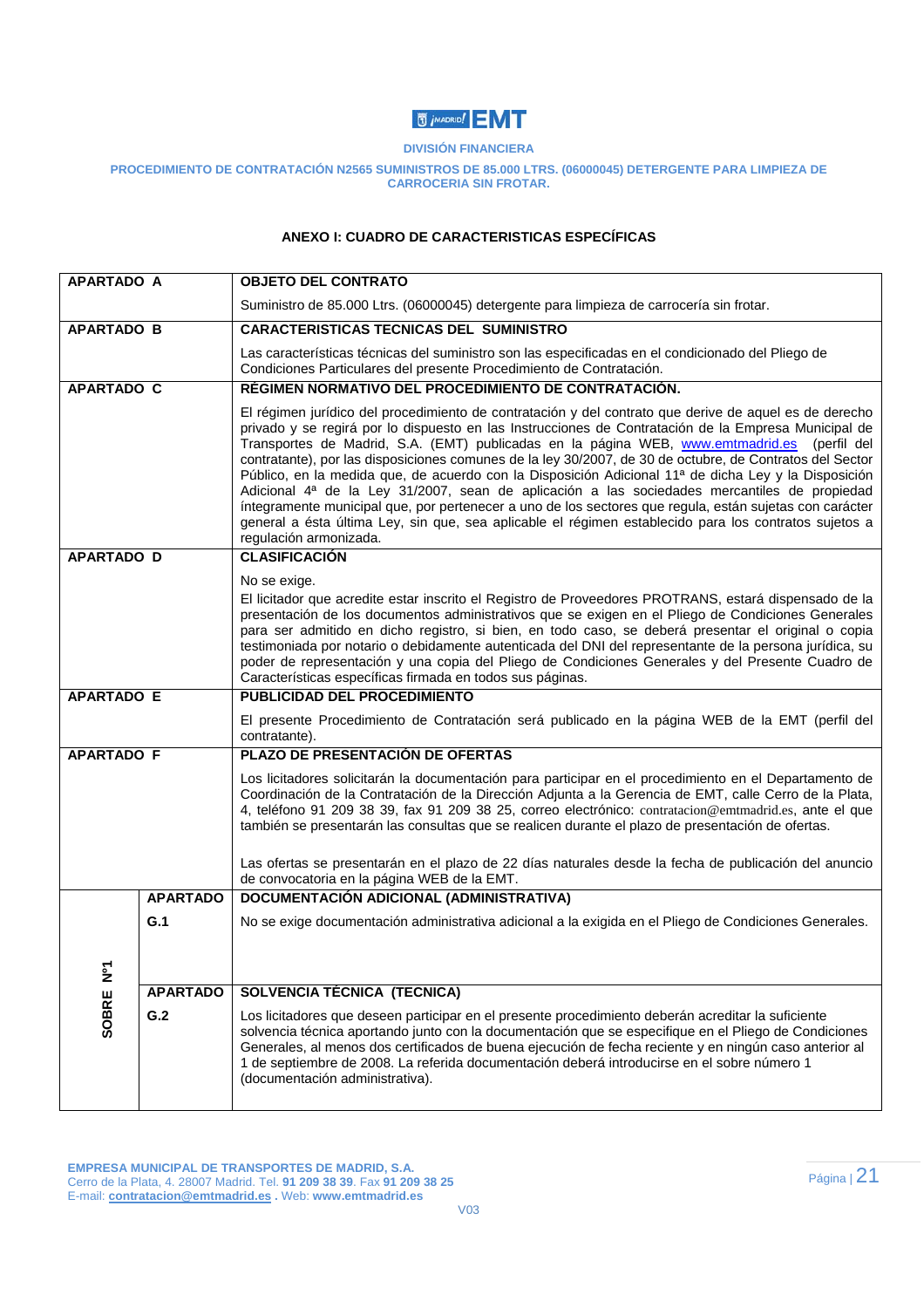DIVISIÓN FINANCIERA

PROCEDIMIENTO DE CONTRATACIÓN N2565 SUMINISTROS DE 85.000 LTRS. (06000045) DETERGENTE PARA LIMPIEZA DE CARROCERIA SIN FROTAR.

## ANEXO I: CUADRO DE CARACTERISTICAS ESPECÍFICAS

| | | |
|---|---|---|
| **APARTADO A** | | **OBJETO DEL CONTRATO**<br><br>Suministro de 85.000 Ltrs. (06000045) detergente para limpieza de carrocería sin frotar. |
| **APARTADO B** | | **CARACTERISTICAS TECNICAS DEL SUMINISTRO**<br><br>Las características técnicas del suministro son las especificadas en el condicionado del Pliego de Condiciones Particulares del presente Procedimiento de Contratación. |
| **APARTADO C** | | **RÉGIMEN NORMATIVO DEL PROCEDIMIENTO DE CONTRATACIÓN.**<br><br>El régimen jurídico del procedimiento de contratación y del contrato que derive de aquel es de derecho privado y se regirá por lo dispuesto en las Instrucciones de Contratación de la Empresa Municipal de Transportes de Madrid, S.A. (EMT) publicadas en la página WEB, www.emtmadrid.es (perfil del contratante), por las disposiciones comunes de la ley 30/2007, de 30 de octubre, de Contratos del Sector Público, en la medida que, de acuerdo con la Disposición Adicional 11ª de dicha Ley y la Disposición Adicional 4ª de la Ley 31/2007, sean de aplicación a las sociedades mercantiles de propiedad íntegramente municipal que, por pertenecer a uno de los sectores que regula, están sujetas con carácter general a ésta última Ley, sin que, sea aplicable el régimen establecido para los contratos sujetos a regulación armonizada. |
| **APARTADO D** | | **CLASIFICACIÓN**<br><br>No se exige.<br>El licitador que acredite estar inscrito el Registro de Proveedores PROTRANS, estará dispensado de la presentación de los documentos administrativos que se exigen en el Pliego de Condiciones Generales para ser admitido en dicho registro, si bien, en todo caso, se deberá presentar el original o copia testimoniada por notario o debidamente autenticada del DNI del representante de la persona jurídica, su poder de representación y una copia del Pliego de Condiciones Generales y del Presente Cuadro de Características específicas firmada en todos sus páginas. |
| **APARTADO E** | | **PUBLICIDAD DEL PROCEDIMIENTO**<br><br>El presente Procedimiento de Contratación será publicado en la página WEB de la EMT (perfil del contratante). |
| **APARTADO F** | | **PLAZO DE PRESENTACIÓN DE OFERTAS**<br><br>Los licitadores solicitarán la documentación para participar en el procedimiento en el Departamento de Coordinación de la Contratación de la Dirección Adjunta a la Gerencia de EMT, calle Cerro de la Plata, 4, teléfono 91 209 38 39, fax 91 209 38 25, correo electrónico: contratacion@emtmadrid.es, ante el que también se presentarán las consultas que se realicen durante el plazo de presentación de ofertas.<br><br>Las ofertas se presentarán en el plazo de 22 días naturales desde la fecha de publicación del anuncio de convocatoria en la página WEB de la EMT. |
| **SOBRE Nº1** | **APARTADO G.1** | **DOCUMENTACIÓN ADICIONAL (ADMINISTRATIVA)**<br><br>No se exige documentación administrativa adicional a la exigida en el Pliego de Condiciones Generales. |
| | **APARTADO G.2** | **SOLVENCIA TÉCNICA (TECNICA)**<br><br>Los licitadores que deseen participar en el presente procedimiento deberán acreditar la suficiente solvencia técnica aportando junto con la documentación que se especifique en el Pliego de Condiciones Generales, al menos dos certificados de buena ejecución de fecha reciente y en ningún caso anterior al 1 de septiembre de 2008. La referida documentación deberá introducirse en el sobre número 1 (documentación administrativa). |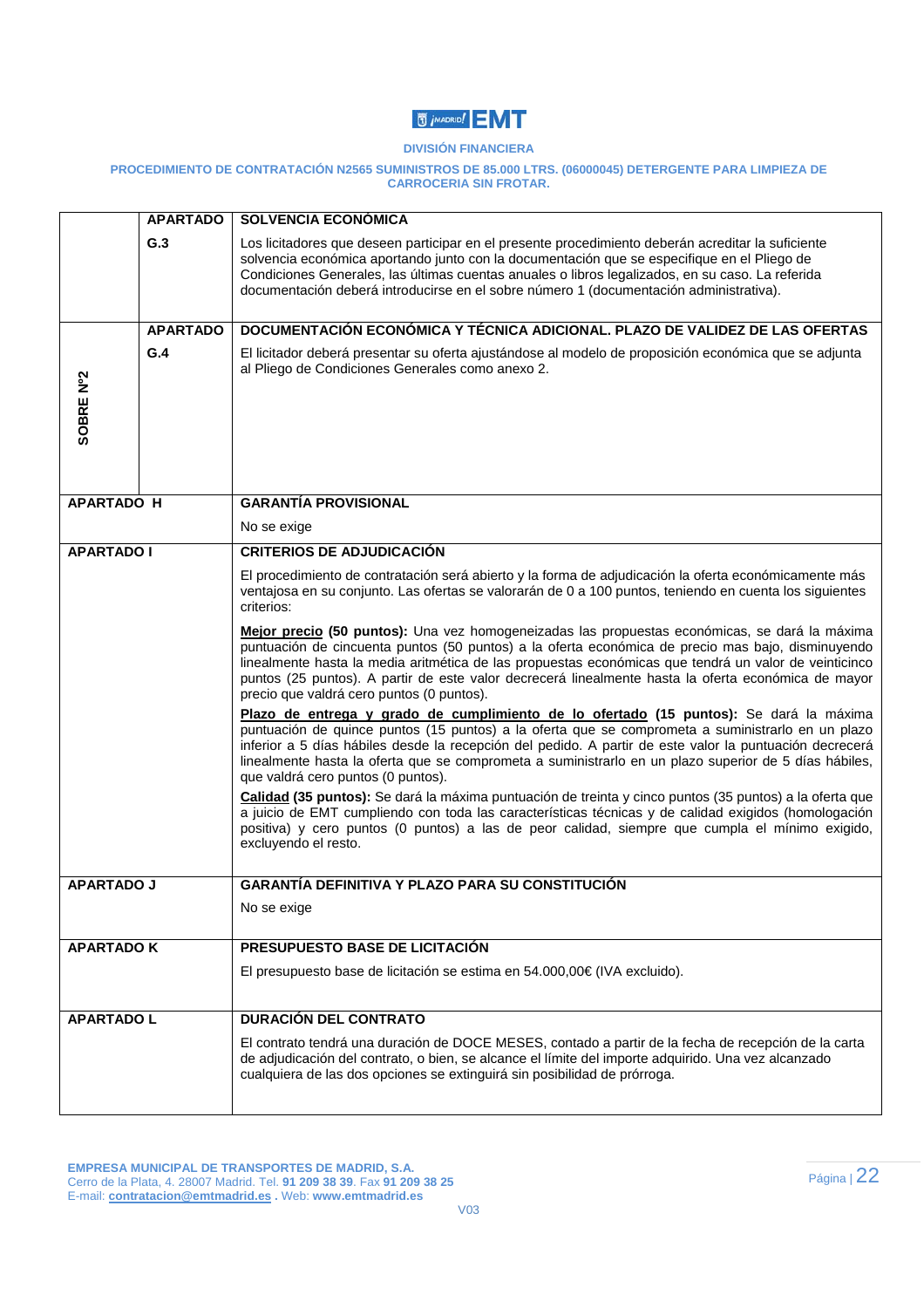DIVISIÓN FINANCIERA

PROCEDIMIENTO DE CONTRATACIÓN N2565 SUMINISTROS DE 85.000 LTRS. (06000045) DETERGENTE PARA LIMPIEZA DE CARROCERIA SIN FROTAR.

| | | |
|---|---|---|
| | **APARTADO G.3** | **SOLVENCIA ECONÓMICA**<br><br>Los licitadores que deseen participar en el presente procedimiento deberán acreditar la suficiente solvencia económica aportando junto con la documentación que se especifique en el Pliego de Condiciones Generales, las últimas cuentas anuales o libros legalizados, en su caso. La referida documentación deberá introducirse en el sobre número 1 (documentación administrativa). |
| **SOBRE Nº2** | **APARTADO G.4** | **DOCUMENTACIÓN ECONÓMICA Y TÉCNICA ADICIONAL. PLAZO DE VALIDEZ DE LAS OFERTAS**<br><br>El licitador deberá presentar su oferta ajustándose al modelo de proposición económica que se adjunta al Pliego de Condiciones Generales como anexo 2. |
| **APARTADO H** | | **GARANTÍA PROVISIONAL**<br><br>No se exige |
| **APARTADO I** | | **CRITERIOS DE ADJUDICACIÓN**<br><br>El procedimiento de contratación será abierto y la forma de adjudicación la oferta económicamente más ventajosa en su conjunto. Las ofertas se valorarán de 0 a 100 puntos, teniendo en cuenta los siguientes criterios:<br><br>**Mejor precio (50 puntos):** Una vez homogeneizadas las propuestas económicas, se dará la máxima puntuación de cincuenta puntos (50 puntos) a la oferta económica de precio mas bajo, disminuyendo linealmente hasta la media aritmética de las propuestas económicas que tendrá un valor de veinticinco puntos (25 puntos). A partir de este valor decrecerá linealmente hasta la oferta económica de mayor precio que valdrá cero puntos (0 puntos).<br><br>**Plazo de entrega y grado de cumplimiento de lo ofertado (15 puntos):** Se dará la máxima puntuación de quince puntos (15 puntos) a la oferta que se comprometa a suministrarlo en un plazo inferior a 5 días hábiles desde la recepción del pedido. A partir de este valor la puntuación decrecerá linealmente hasta la oferta que se comprometa a suministrarlo en un plazo superior de 5 días hábiles, que valdrá cero puntos (0 puntos).<br><br>**Calidad (35 puntos):** Se dará la máxima puntuación de treinta y cinco puntos (35 puntos) a la oferta que a juicio de EMT cumpliendo con toda las características técnicas y de calidad exigidos (homologación positiva) y cero puntos (0 puntos) a las de peor calidad, siempre que cumpla el mínimo exigido, excluyendo el resto. |
| **APARTADO J** | | **GARANTÍA DEFINITIVA Y PLAZO PARA SU CONSTITUCIÓN**<br><br>No se exige |
| **APARTADO K** | | **PRESUPUESTO BASE DE LICITACIÓN**<br><br>El presupuesto base de licitación se estima en 54.000,00€ (IVA excluido). |
| **APARTADO L** | | **DURACIÓN DEL CONTRATO**<br><br>El contrato tendrá una duración de DOCE MESES, contado a partir de la fecha de recepción de la carta de adjudicación del contrato, o bien, se alcance el límite del importe adquirido. Una vez alcanzado cualquiera de las dos opciones se extinguirá sin posibilidad de prórroga. |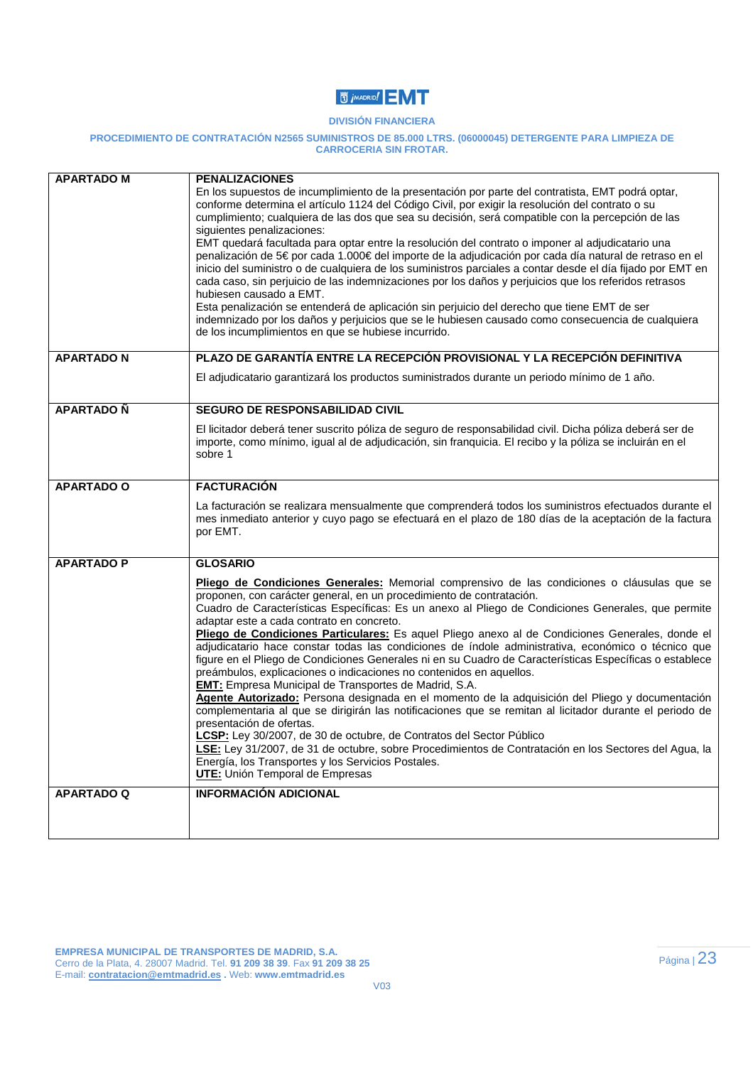| APARTADO M | PENALIZACIONES<br>En los supuestos de incumplimiento de la presentación por parte del contratista, EMT podrá optar, conforme determina el artículo 1124 del Código Civil, por exigir la resolución del contrato o su cumplimiento; cualquiera de las dos que sea su decisión, será compatible con la percepción de las siguientes penalizaciones:<br>EMT quedará facultada para optar entre la resolución del contrato o imponer al adjudicatario una penalización de 5€ por cada 1.000€ del importe de la adjudicación por cada día natural de retraso en el inicio del suministro o de cualquiera de los suministros parciales a contar desde el día fijado por EMT en cada caso, sin perjuicio de las indemnizaciones por los daños y perjuicios que los referidos retrasos hubiesen causado a EMT.<br>Esta penalización se entenderá de aplicación sin perjuicio del derecho que tiene EMT de ser indemnizado por los daños y perjuicios que se le hubiesen causado como consecuencia de cualquiera de los incumplimientos en que se hubiese incurrido. |
|---|---|
| APARTADO N | PLAZO DE GARANTÍA ENTRE LA RECEPCIÓN PROVISIONAL Y LA RECEPCIÓN DEFINITIVA<br>El adjudicatario garantizará los productos suministrados durante un periodo mínimo de 1 año. |
| APARTADO Ñ | SEGURO DE RESPONSABILIDAD CIVIL<br>El licitador deberá tener suscrito póliza de seguro de responsabilidad civil. Dicha póliza deberá ser de importe, como mínimo, igual al de adjudicación, sin franquicia. El recibo y la póliza se incluirán en el sobre 1 |
| APARTADO O | FACTURACIÓN<br>La facturación se realizara mensualmente que comprenderá todos los suministros efectuados durante el mes inmediato anterior y cuyo pago se efectuará en el plazo de 180 días de la aceptación de la factura por EMT. |
| APARTADO P | GLOSARIO<br>**Pliego de Condiciones Generales:** Memorial comprensivo de las condiciones o cláusulas que se proponen, con carácter general, en un procedimiento de contratación.<br>Cuadro de Características Específicas: Es un anexo al Pliego de Condiciones Generales, que permite adaptar este a cada contrato en concreto.<br>**Pliego de Condiciones Particulares:** Es aquel Pliego anexo al de Condiciones Generales, donde el adjudicatario hace constar todas las condiciones de índole administrativa, económico o técnico que figure en el Pliego de Condiciones Generales ni en su Cuadro de Características Específicas o establece preámbulos, explicaciones o indicaciones no contenidos en aquellos.<br>**EMT:** Empresa Municipal de Transportes de Madrid, S.A.<br>**Agente Autorizado:** Persona designada en el momento de la adquisición del Pliego y documentación complementaria al que se dirigirán las notificaciones que se remitan al licitador durante el periodo de presentación de ofertas.<br>**LCSP:** Ley 30/2007, de 30 de octubre, de Contratos del Sector Público<br>**LSE:** Ley 31/2007, de 31 de octubre, sobre Procedimientos de Contratación en los Sectores del Agua, la Energía, los Transportes y los Servicios Postales.<br>**UTE:** Unión Temporal de Empresas |
| APARTADO Q | INFORMACIÓN ADICIONAL |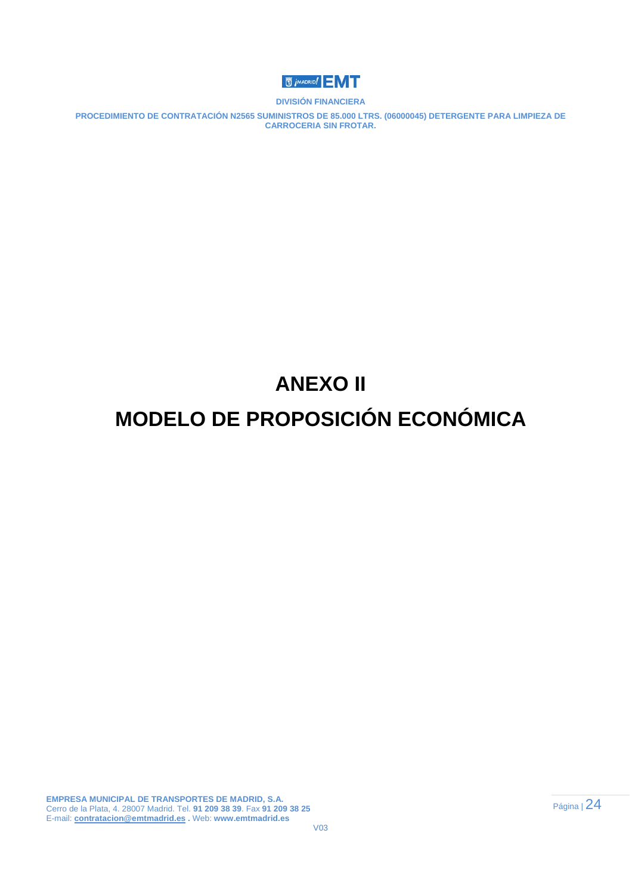# ANEXO II

# MODELO DE PROPOSICIÓN ECONÓMICA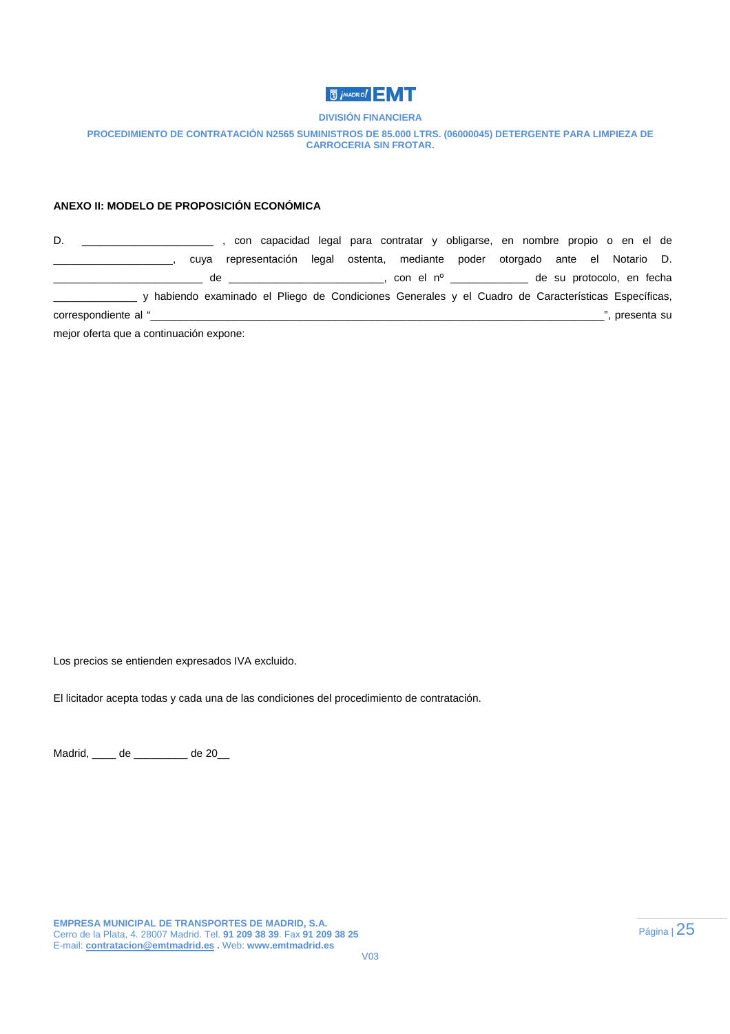DIVISIÓN FINANCIERA

PROCEDIMIENTO DE CONTRATACIÓN N2565 SUMINISTROS DE 85.000 LTRS. (06000045) DETERGENTE PARA LIMPIEZA DE CARROCERIA SIN FROTAR.

**ANEXO II: MODELO DE PROPOSICIÓN ECONÓMICA**

D. ______________________ , con capacidad legal para contratar y obligarse, en nombre propio o en el de ____________________, cuya representación legal ostenta, mediante poder otorgado ante el Notario D. _________________________ de __________________________, con el nº _____________ de su protocolo, en fecha ______________ y habiendo examinado el Pliego de Condiciones Generales y el Cuadro de Características Específicas, correspondiente al "____________________________________________________________________________", presenta su mejor oferta que a continuación expone:

Los precios se entienden expresados IVA excluido.

El licitador acepta todas y cada una de las condiciones del procedimiento de contratación.

Madrid, ____ de _________ de 20__

**EMPRESA MUNICIPAL DE TRANSPORTES DE MADRID, S.A.**
Cerro de la Plata, 4. 28007 Madrid. Tel. **91 209 38 39**. Fax **91 209 38 25**
E-mail: **contratacion@emtmadrid.es** . Web: **www.emtmadrid.es**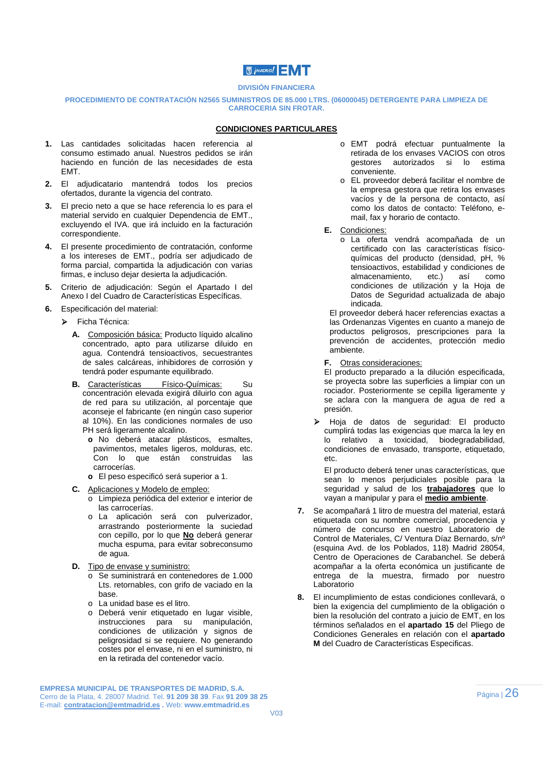**DIVISIÓN FINANCIERA**

**PROCEDIMIENTO DE CONTRATACIÓN N2565 SUMINISTROS DE 85.000 LTRS. (06000045) DETERGENTE PARA LIMPIEZA DE CARROCERIA SIN FROTAR.**

## CONDICIONES PARTICULARES

1. Las cantidades solicitadas hacen referencia al consumo estimado anual. Nuestros pedidos se irán haciendo en función de las necesidades de esta EMT.
2. El adjudicatario mantendrá todos los precios ofertados, durante la vigencia del contrato.
3. El precio neto a que se hace referencia lo es para el material servido en cualquier Dependencia de EMT., excluyendo el IVA. que irá incluido en la facturación correspondiente.
4. El presente procedimiento de contratación, conforme a los intereses de EMT., podría ser adjudicado de forma parcial, compartida la adjudicación con varias firmas, e incluso dejar desierta la adjudicación.
5. Criterio de adjudicación: Según el Apartado I del Anexo I del Cuadro de Características Específicas.
6. Especificación del material:
   - Ficha Técnica:
     - **A.** Composición básica: Producto líquido alcalino concentrado, apto para utilizarse diluido en agua. Contendrá tensioactivos, secuestrantes de sales calcáreas, inhibidores de corrosión y tendrá poder espumante equilibrado.
     - **B.** Características Físico-Químicas: Su concentración elevada exigirá diluirlo con agua de red para su utilización, al porcentaje que aconseje el fabricante (en ningún caso superior al 10%). En las condiciones normales de uso PH será ligeramente alcalino.
       - No deberá atacar plásticos, esmaltes, pavimentos, metales ligeros, molduras, etc. Con lo que están construidas las carrocerías.
       - El peso especificó será superior a 1.
     - **C.** Aplicaciones y Modelo de empleo:
       - Limpieza periódica del exterior e interior de las carrocerías.
       - La aplicación será con pulverizador, arrastrando posteriormente la suciedad con cepillo, por lo que **No** deberá generar mucha espuma, para evitar sobreconsumo de agua.
     - **D.** Tipo de envase y suministro:
       - Se suministrará en contenedores de 1.000 Lts. retornables, con grifo de vaciado en la base.
       - La unidad base es el litro.
       - Deberá venir etiquetado en lugar visible, instrucciones para su manipulación, condiciones de utilización y signos de peligrosidad si se requiere. No generando costes por el envase, ni en el suministro, ni en la retirada del contenedor vacío.
       - EMT podrá efectuar puntualmente la retirada de los envases VACIOS con otros gestores autorizados si lo estima conveniente.
       - EL proveedor deberá facilitar el nombre de la empresa gestora que retira los envases vacíos y de la persona de contacto, así como los datos de contacto: Teléfono, e-mail, fax y horario de contacto.
     - **E.** Condiciones:
       - La oferta vendrá acompañada de un certificado con las características físico-químicas del producto (densidad, pH, % tensioactivos, estabilidad y condiciones de almacenamiento, etc.) así como condiciones de utilización y la Hoja de Datos de Seguridad actualizada de abajo indicada.

       El proveedor deberá hacer referencias exactas a las Ordenanzas Vigentes en cuanto a manejo de productos peligrosos, prescripciones para la prevención de accidentes, protección medio ambiente.
     - **F.** Otras consideraciones:

       El producto preparado a la dilución especificada, se proyecta sobre las superficies a limpiar con un rociador. Posteriormente se cepilla ligeramente y se aclara con la manguera de agua de red a presión.
   - Hoja de datos de seguridad: El producto cumplirá todas las exigencias que marca la ley en lo relativo a toxicidad, biodegradabilidad, condiciones de envasado, transporte, etiquetado, etc.

     El producto deberá tener unas características, que sean lo menos perjudiciales posible para la seguridad y salud de los **trabajadores** que lo vayan a manipular y para el **medio ambiente**.
7. Se acompañará 1 litro de muestra del material, estará etiquetada con su nombre comercial, procedencia y número de concurso en nuestro Laboratorio de Control de Materiales, C/ Ventura Díaz Bernardo, s/nº (esquina Avd. de los Poblados, 118) Madrid 28054, Centro de Operaciones de Carabanchel. Se deberá acompañar a la oferta económica un justificante de entrega de la muestra, firmado por nuestro Laboratorio
8. El incumplimiento de estas condiciones conllevará, o bien la exigencia del cumplimiento de la obligación o bien la resolución del contrato a juicio de EMT, en los términos señalados en el **apartado 15** del Pliego de Condiciones Generales en relación con el **apartado M** del Cuadro de Características Especificas.

**EMPRESA MUNICIPAL DE TRANSPORTES DE MADRID, S.A.**
Cerro de la Plata, 4. 28007 Madrid. Tel. **91 209 38 39**. Fax **91 209 38 25**
E-mail: **contratacion@emtmadrid.es** . Web: **www.emtmadrid.es**

V03